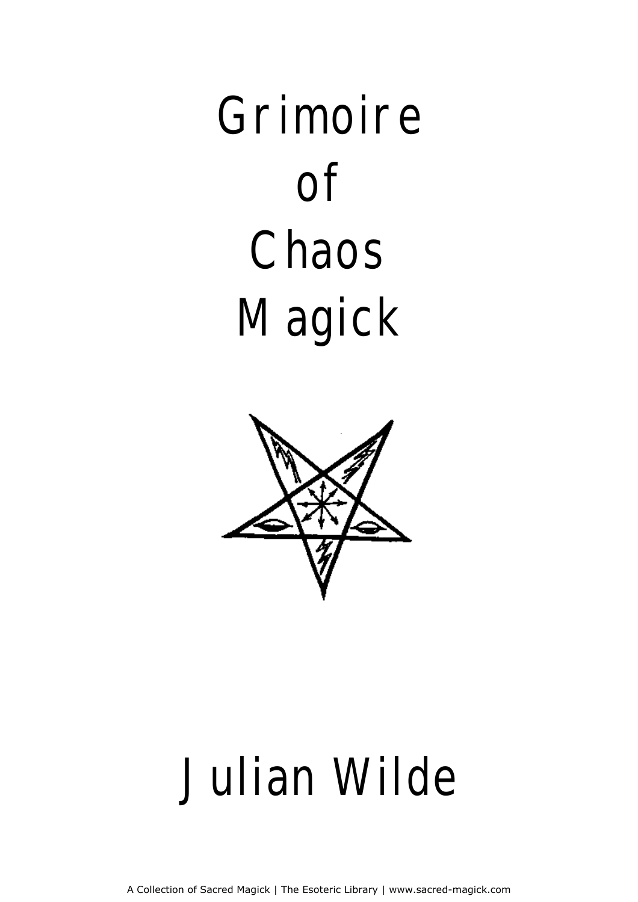# Grimoire of Chaos Magick

## Julian Wilde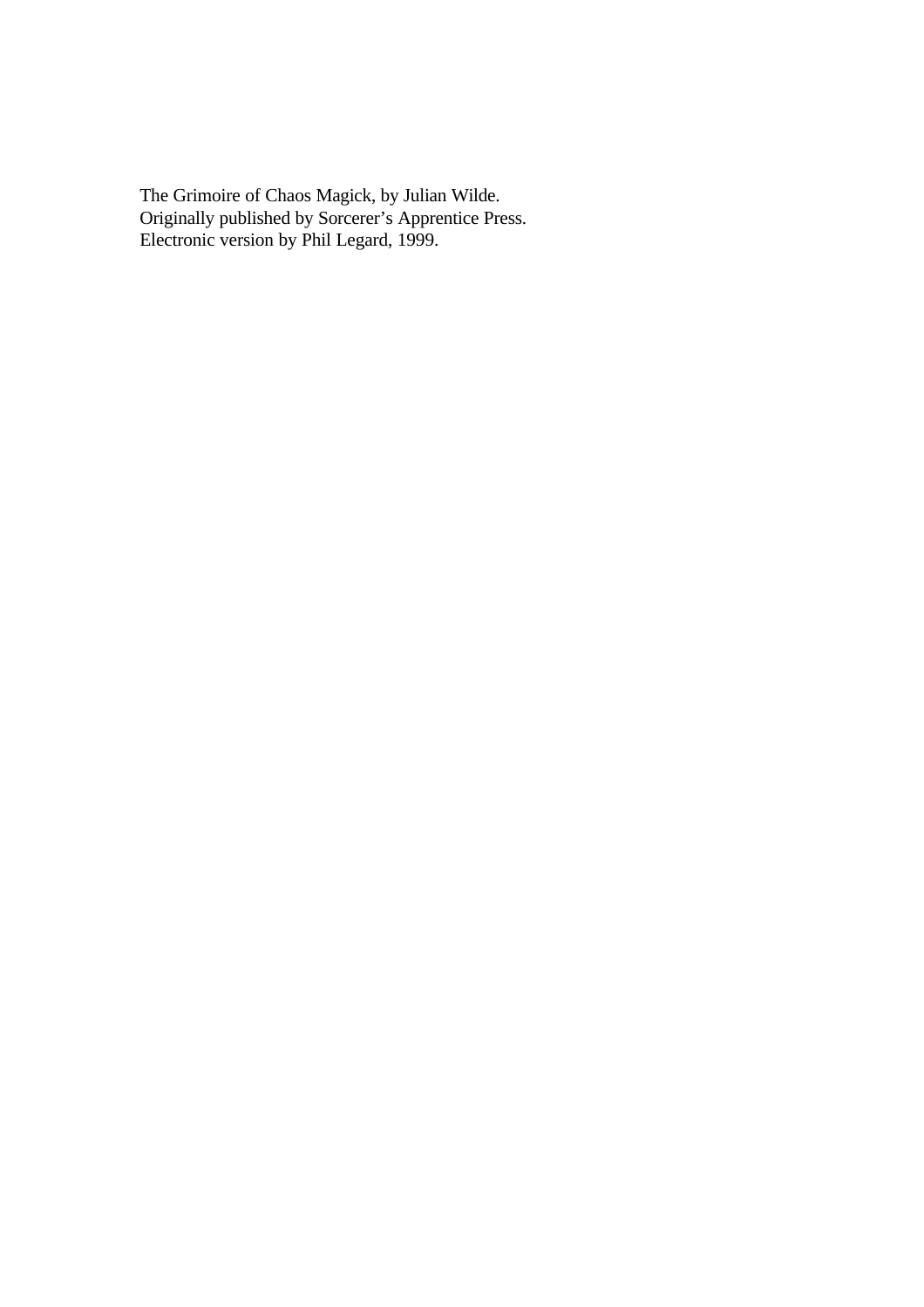The Grimoire of Chaos Magick, by Julian Wilde.
Originally published by Sorcerer's Apprentice Press.
Electronic version by Phil Legard, 1999.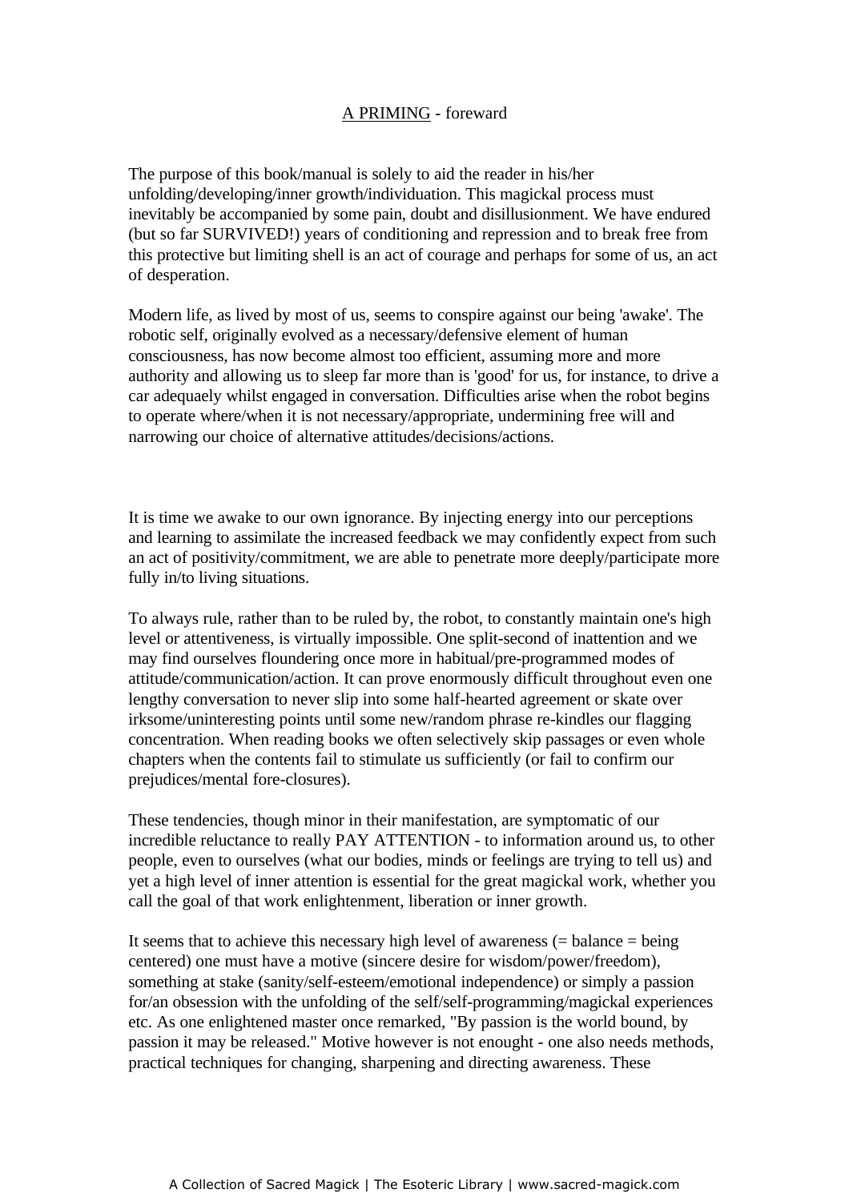<u>A PRIMING</u> - foreward

The purpose of this book/manual is solely to aid the reader in his/her unfolding/developing/inner growth/individuation. This magickal process must inevitably be accompanied by some pain, doubt and disillusionment. We have endured (but so far SURVIVED!) years of conditioning and repression and to break free from this protective but limiting shell is an act of courage and perhaps for some of us, an act of desperation.

Modern life, as lived by most of us, seems to conspire against our being 'awake'. The robotic self, originally evolved as a necessary/defensive element of human consciousness, has now become almost too efficient, assuming more and more authority and allowing us to sleep far more than is 'good' for us, for instance, to drive a car adequaely whilst engaged in conversation. Difficulties arise when the robot begins to operate where/when it is not necessary/appropriate, undermining free will and narrowing our choice of alternative attitudes/decisions/actions.

It is time we awake to our own ignorance. By injecting energy into our perceptions and learning to assimilate the increased feedback we may confidently expect from such an act of positivity/commitment, we are able to penetrate more deeply/participate more fully in/to living situations.

To always rule, rather than to be ruled by, the robot, to constantly maintain one's high level or attentiveness, is virtually impossible. One split-second of inattention and we may find ourselves floundering once more in habitual/pre-programmed modes of attitude/communication/action. It can prove enormously difficult throughout even one lengthy conversation to never slip into some half-hearted agreement or skate over irksome/uninteresting points until some new/random phrase re-kindles our flagging concentration. When reading books we often selectively skip passages or even whole chapters when the contents fail to stimulate us sufficiently (or fail to confirm our prejudices/mental fore-closures).

These tendencies, though minor in their manifestation, are symptomatic of our incredible reluctance to really PAY ATTENTION - to information around us, to other people, even to ourselves (what our bodies, minds or feelings are trying to tell us) and yet a high level of inner attention is essential for the great magickal work, whether you call the goal of that work enlightenment, liberation or inner growth.

It seems that to achieve this necessary high level of awareness (= balance = being centered) one must have a motive (sincere desire for wisdom/power/freedom), something at stake (sanity/self-esteem/emotional independence) or simply a passion for/an obsession with the unfolding of the self/self-programming/magickal experiences etc. As one enlightened master once remarked, "By passion is the world bound, by passion it may be released." Motive however is not enought - one also needs methods, practical techniques for changing, sharpening and directing awareness. These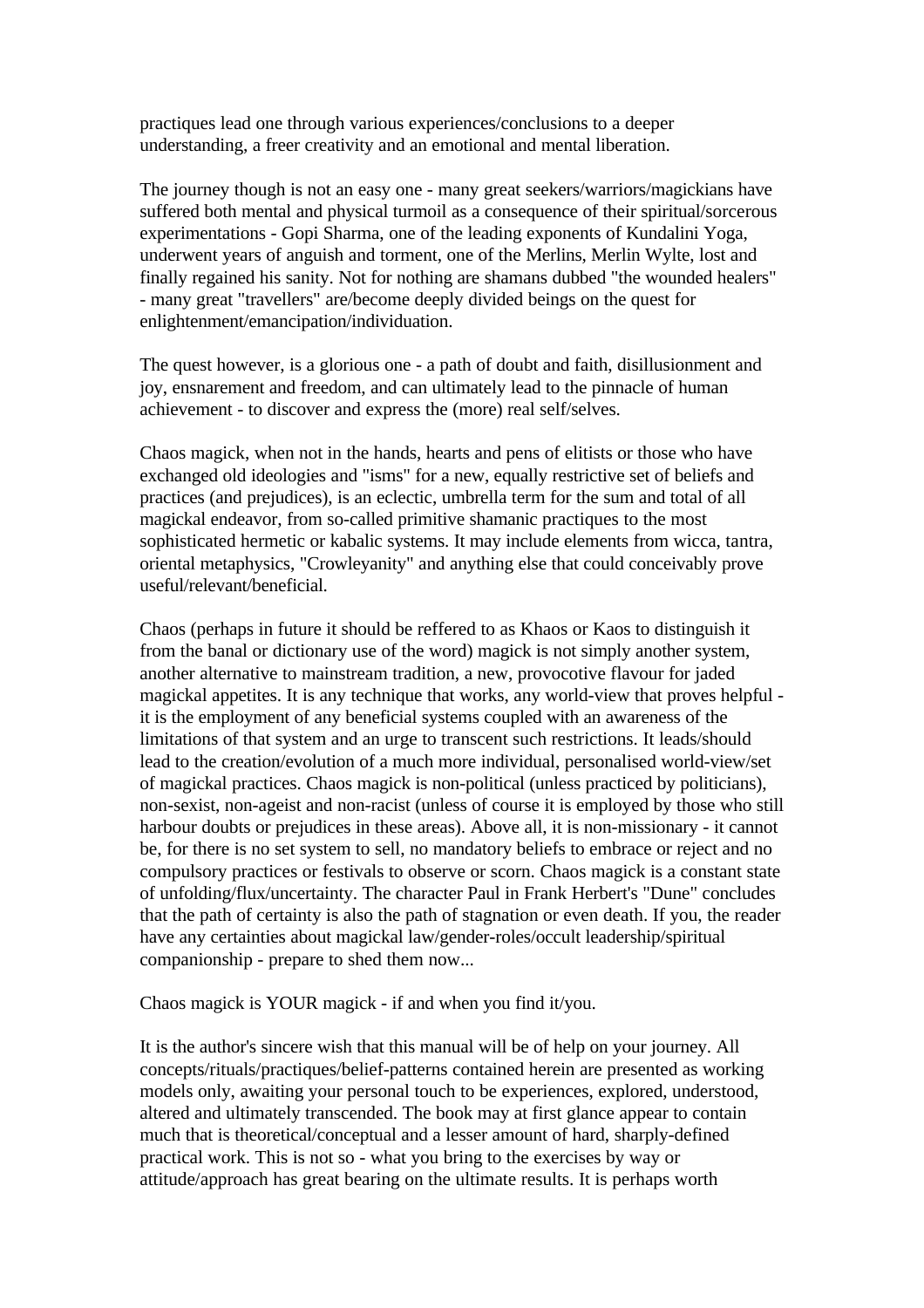practiques lead one through various experiences/conclusions to a deeper understanding, a freer creativity and an emotional and mental liberation.

The journey though is not an easy one - many great seekers/warriors/magickians have suffered both mental and physical turmoil as a consequence of their spiritual/sorcerous experimentations - Gopi Sharma, one of the leading exponents of Kundalini Yoga, underwent years of anguish and torment, one of the Merlins, Merlin Wylte, lost and finally regained his sanity. Not for nothing are shamans dubbed "the wounded healers" - many great "travellers" are/become deeply divided beings on the quest for enlightenment/emancipation/individuation.

The quest however, is a glorious one - a path of doubt and faith, disillusionment and joy, ensnarement and freedom, and can ultimately lead to the pinnacle of human achievement - to discover and express the (more) real self/selves.

Chaos magick, when not in the hands, hearts and pens of elitists or those who have exchanged old ideologies and "isms" for a new, equally restrictive set of beliefs and practices (and prejudices), is an eclectic, umbrella term for the sum and total of all magickal endeavor, from so-called primitive shamanic practiques to the most sophisticated hermetic or kabalic systems. It may include elements from wicca, tantra, oriental metaphysics, "Crowleyanity" and anything else that could conceivably prove useful/relevant/beneficial.

Chaos (perhaps in future it should be reffered to as Khaos or Kaos to distinguish it from the banal or dictionary use of the word) magick is not simply another system, another alternative to mainstream tradition, a new, provocotive flavour for jaded magickal appetites. It is any technique that works, any world-view that proves helpful - it is the employment of any beneficial systems coupled with an awareness of the limitations of that system and an urge to transcent such restrictions. It leads/should lead to the creation/evolution of a much more individual, personalised world-view/set of magickal practices. Chaos magick is non-political (unless practiced by politicians), non-sexist, non-ageist and non-racist (unless of course it is employed by those who still harbour doubts or prejudices in these areas). Above all, it is non-missionary - it cannot be, for there is no set system to sell, no mandatory beliefs to embrace or reject and no compulsory practices or festivals to observe or scorn. Chaos magick is a constant state of unfolding/flux/uncertainty. The character Paul in Frank Herbert's "Dune" concludes that the path of certainty is also the path of stagnation or even death. If you, the reader have any certainties about magickal law/gender-roles/occult leadership/spiritual companionship - prepare to shed them now...

Chaos magick is YOUR magick - if and when you find it/you.

It is the author's sincere wish that this manual will be of help on your journey. All concepts/rituals/practiques/belief-patterns contained herein are presented as working models only, awaiting your personal touch to be experiences, explored, understood, altered and ultimately transcended. The book may at first glance appear to contain much that is theoretical/conceptual and a lesser amount of hard, sharply-defined practical work. This is not so - what you bring to the exercises by way or attitude/approach has great bearing on the ultimate results. It is perhaps worth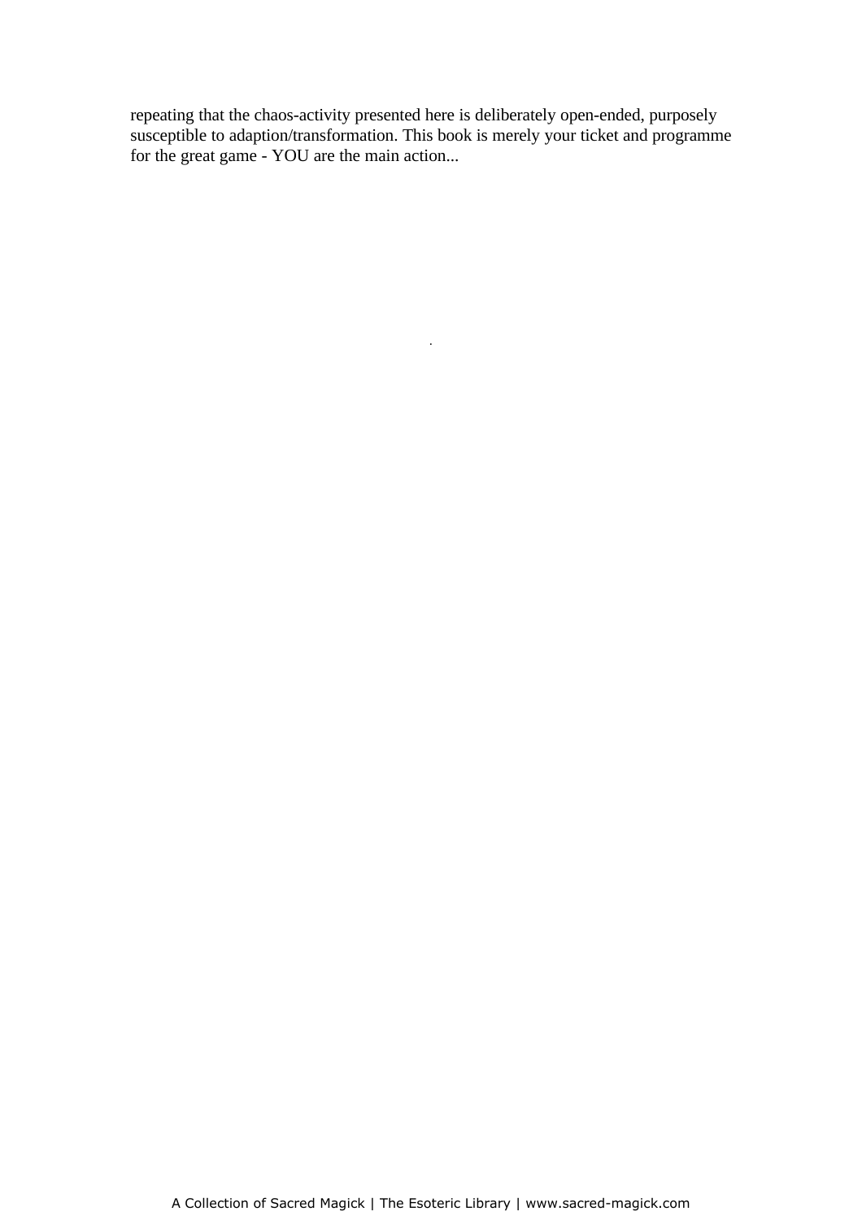repeating that the chaos-activity presented here is deliberately open-ended, purposely susceptible to adaption/transformation. This book is merely your ticket and programme for the great game - YOU are the main action...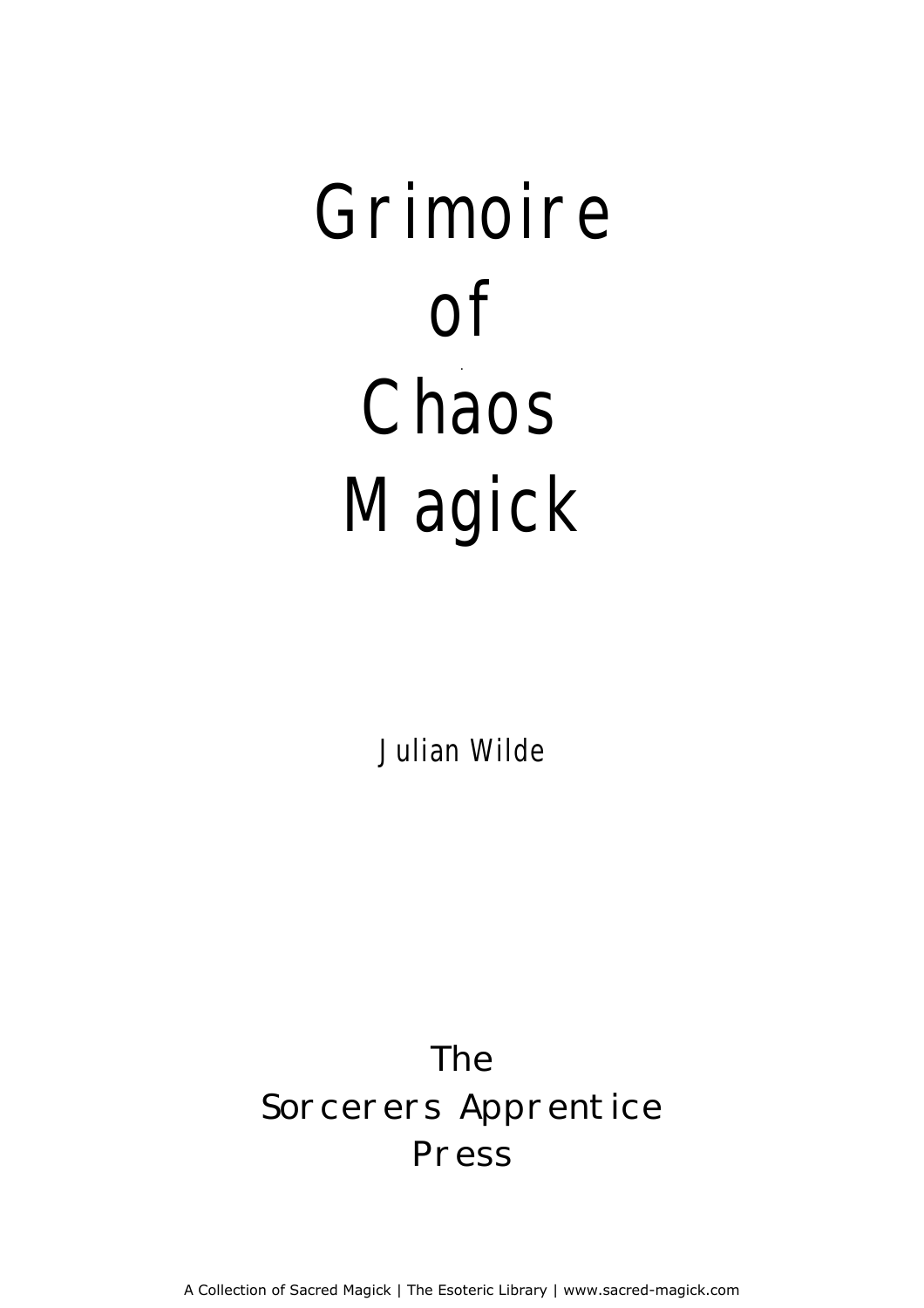# Grimoire of Chaos Magick

Julian Wilde

The Sorcerers Apprentice Press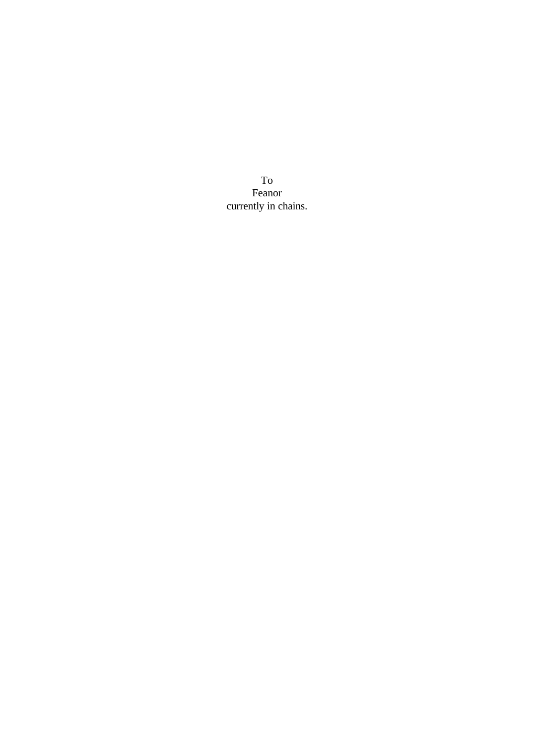To
Feanor
currently in chains.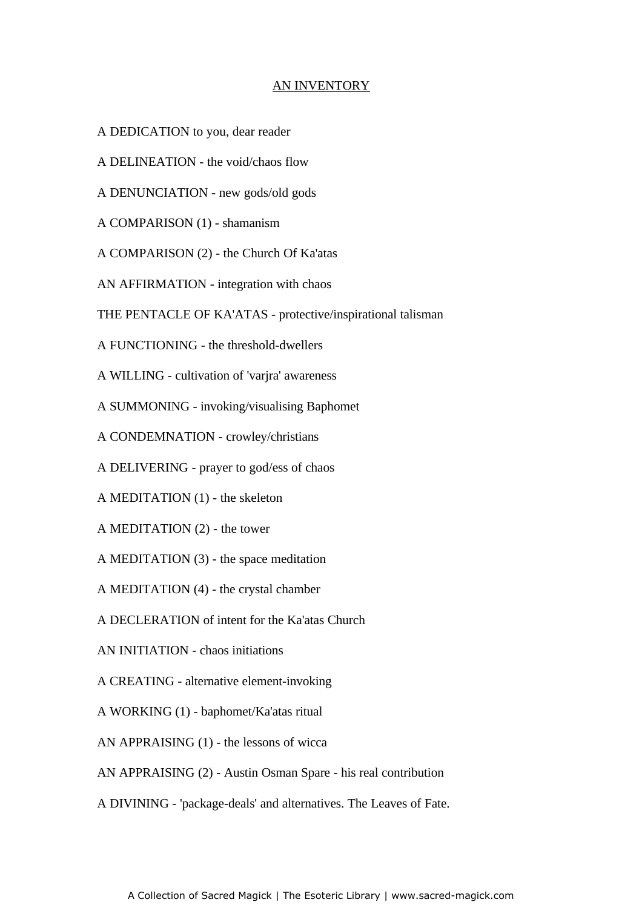# AN INVENTORY

A DEDICATION to you, dear reader

A DELINEATION - the void/chaos flow

A DENUNCIATION - new gods/old gods

A COMPARISON (1) - shamanism

A COMPARISON (2) - the Church Of Ka'atas

AN AFFIRMATION - integration with chaos

THE PENTACLE OF KA'ATAS - protective/inspirational talisman

A FUNCTIONING - the threshold-dwellers

A WILLING - cultivation of 'varjra' awareness

A SUMMONING - invoking/visualising Baphomet

A CONDEMNATION - crowley/christians

A DELIVERING - prayer to god/ess of chaos

A MEDITATION (1) - the skeleton

A MEDITATION (2) - the tower

A MEDITATION (3) - the space meditation

A MEDITATION (4) - the crystal chamber

A DECLERATION of intent for the Ka'atas Church

AN INITIATION - chaos initiations

A CREATING - alternative element-invoking

A WORKING (1) - baphomet/Ka'atas ritual

AN APPRAISING (1) - the lessons of wicca

AN APPRAISING (2) - Austin Osman Spare - his real contribution

A DIVINING - 'package-deals' and alternatives. The Leaves of Fate.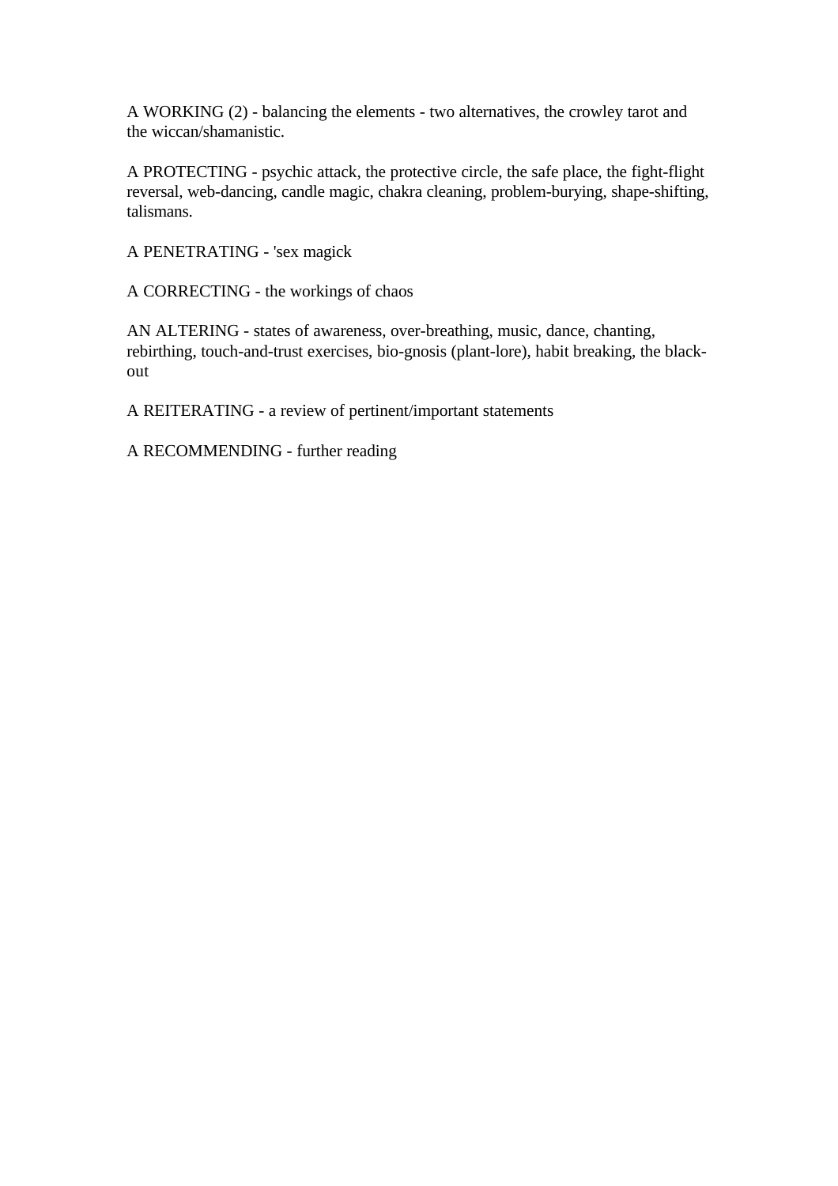A WORKING (2) - balancing the elements - two alternatives, the crowley tarot and the wiccan/shamanistic.

A PROTECTING - psychic attack, the protective circle, the safe place, the fight-flight reversal, web-dancing, candle magic, chakra cleaning, problem-burying, shape-shifting, talismans.

A PENETRATING - 'sex magick

A CORRECTING - the workings of chaos

AN ALTERING - states of awareness, over-breathing, music, dance, chanting, rebirthing, touch-and-trust exercises, bio-gnosis (plant-lore), habit breaking, the black-out

A REITERATING - a review of pertinent/important statements

A RECOMMENDING - further reading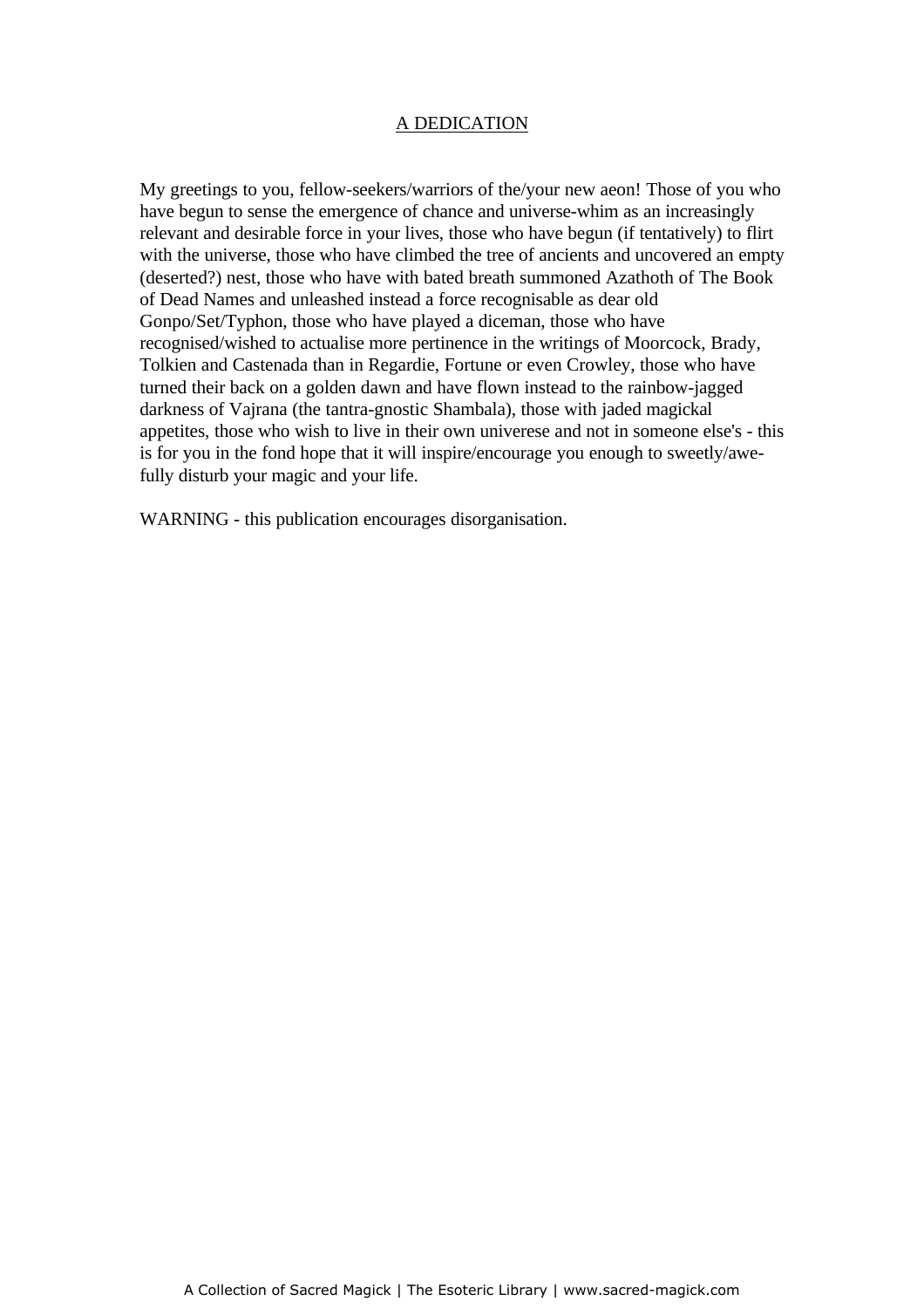## A DEDICATION

My greetings to you, fellow-seekers/warriors of the/your new aeon! Those of you who have begun to sense the emergence of chance and universe-whim as an increasingly relevant and desirable force in your lives, those who have begun (if tentatively) to flirt with the universe, those who have climbed the tree of ancients and uncovered an empty (deserted?) nest, those who have with bated breath summoned Azathoth of The Book of Dead Names and unleashed instead a force recognisable as dear old Gonpo/Set/Typhon, those who have played a diceman, those who have recognised/wished to actualise more pertinence in the writings of Moorcock, Brady, Tolkien and Castenada than in Regardie, Fortune or even Crowley, those who have turned their back on a golden dawn and have flown instead to the rainbow-jagged darkness of Vajrana (the tantra-gnostic Shambala), those with jaded magickal appetites, those who wish to live in their own univerese and not in someone else's - this is for you in the fond hope that it will inspire/encourage you enough to sweetly/awe-fully disturb your magic and your life.

WARNING - this publication encourages disorganisation.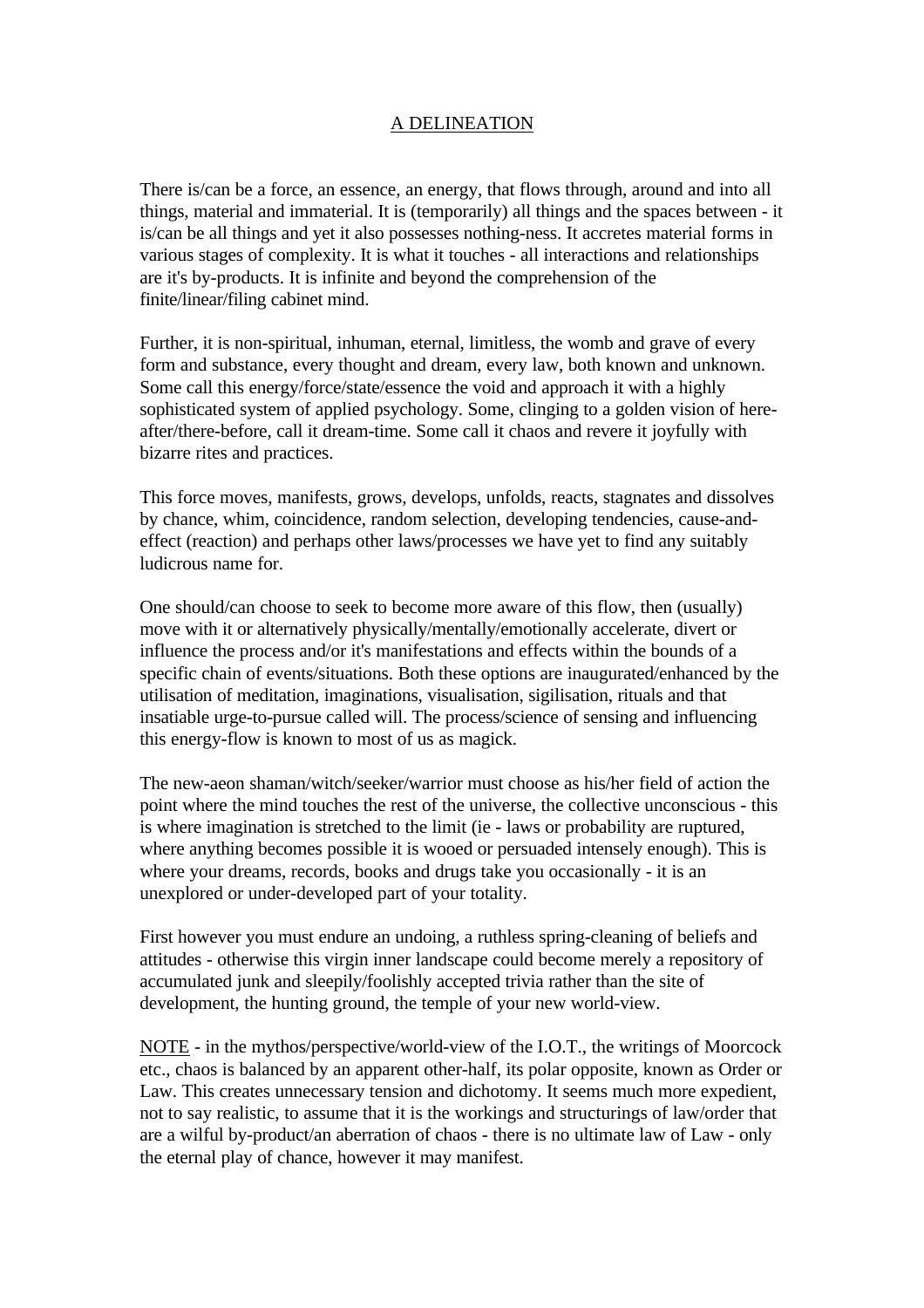# A DELINEATION

There is/can be a force, an essence, an energy, that flows through, around and into all things, material and immaterial. It is (temporarily) all things and the spaces between - it is/can be all things and yet it also possesses nothing-ness. It accretes material forms in various stages of complexity. It is what it touches - all interactions and relationships are it's by-products. It is infinite and beyond the comprehension of the finite/linear/filing cabinet mind.

Further, it is non-spiritual, inhuman, eternal, limitless, the womb and grave of every form and substance, every thought and dream, every law, both known and unknown. Some call this energy/force/state/essence the void and approach it with a highly sophisticated system of applied psychology. Some, clinging to a golden vision of here-after/there-before, call it dream-time. Some call it chaos and revere it joyfully with bizarre rites and practices.

This force moves, manifests, grows, develops, unfolds, reacts, stagnates and dissolves by chance, whim, coincidence, random selection, developing tendencies, cause-and-effect (reaction) and perhaps other laws/processes we have yet to find any suitably ludicrous name for.

One should/can choose to seek to become more aware of this flow, then (usually) move with it or alternatively physically/mentally/emotionally accelerate, divert or influence the process and/or it's manifestations and effects within the bounds of a specific chain of events/situations. Both these options are inaugurated/enhanced by the utilisation of meditation, imaginations, visualisation, sigilisation, rituals and that insatiable urge-to-pursue called will. The process/science of sensing and influencing this energy-flow is known to most of us as magick.

The new-aeon shaman/witch/seeker/warrior must choose as his/her field of action the point where the mind touches the rest of the universe, the collective unconscious - this is where imagination is stretched to the limit (ie - laws or probability are ruptured, where anything becomes possible it is wooed or persuaded intensely enough). This is where your dreams, records, books and drugs take you occasionally - it is an unexplored or under-developed part of your totality.

First however you must endure an undoing, a ruthless spring-cleaning of beliefs and attitudes - otherwise this virgin inner landscape could become merely a repository of accumulated junk and sleepily/foolishly accepted trivia rather than the site of development, the hunting ground, the temple of your new world-view.

<u>NOTE</u> - in the mythos/perspective/world-view of the I.O.T., the writings of Moorcock etc., chaos is balanced by an apparent other-half, its polar opposite, known as Order or Law. This creates unnecessary tension and dichotomy. It seems much more expedient, not to say realistic, to assume that it is the workings and structurings of law/order that are a wilful by-product/an aberration of chaos - there is no ultimate law of Law - only the eternal play of chance, however it may manifest.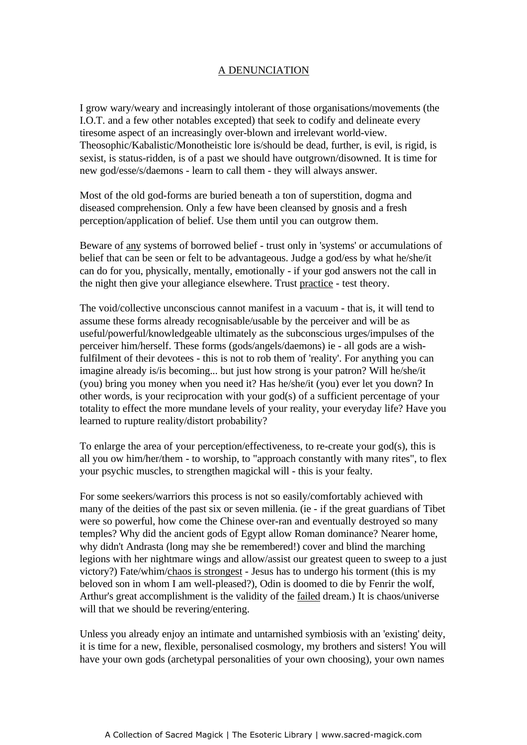# A DENUNCIATION

I grow wary/weary and increasingly intolerant of those organisations/movements (the I.O.T. and a few other notables excepted) that seek to codify and delineate every tiresome aspect of an increasingly over-blown and irrelevant world-view. Theosophic/Kabalistic/Monotheistic lore is/should be dead, further, is evil, is rigid, is sexist, is status-ridden, is of a past we should have outgrown/disowned. It is time for new god/esse/s/daemons - learn to call them - they will always answer.

Most of the old god-forms are buried beneath a ton of superstition, dogma and diseased comprehension. Only a few have been cleansed by gnosis and a fresh perception/application of belief. Use them until you can outgrow them.

Beware of <u>any</u> systems of borrowed belief - trust only in 'systems' or accumulations of belief that can be seen or felt to be advantageous. Judge a god/ess by what he/she/it can do for you, physically, mentally, emotionally - if your god answers not the call in the night then give your allegiance elsewhere. Trust <u>practice</u> - test theory.

The void/collective unconscious cannot manifest in a vacuum - that is, it will tend to assume these forms already recognisable/usable by the perceiver and will be as useful/powerful/knowledgeable ultimately as the subconscious urges/impulses of the perceiver him/herself. These forms (gods/angels/daemons) ie - all gods are a wish-fulfilment of their devotees - this is not to rob them of 'reality'. For anything you can imagine already is/is becoming... but just how strong is your patron? Will he/she/it (you) bring you money when you need it? Has he/she/it (you) ever let you down? In other words, is your reciprocation with your god(s) of a sufficient percentage of your totality to effect the more mundane levels of your reality, your everyday life? Have you learned to rupture reality/distort probability?

To enlarge the area of your perception/effectiveness, to re-create your god(s), this is all you ow him/her/them - to worship, to "approach constantly with many rites", to flex your psychic muscles, to strengthen magickal will - this is your fealty.

For some seekers/warriors this process is not so easily/comfortably achieved with many of the deities of the past six or seven millenia. (ie - if the great guardians of Tibet were so powerful, how come the Chinese over-ran and eventually destroyed so many temples? Why did the ancient gods of Egypt allow Roman dominance? Nearer home, why didn't Andrasta (long may she be remembered!) cover and blind the marching legions with her nightmare wings and allow/assist our greatest queen to sweep to a just victory?) Fate/whim/<u>chaos is strongest</u> - Jesus has to undergo his torment (this is my beloved son in whom I am well-pleased?), Odin is doomed to die by Fenrir the wolf, Arthur's great accomplishment is the validity of the <u>failed</u> dream.) It is chaos/universe will that we should be revering/entering.

Unless you already enjoy an intimate and untarnished symbiosis with an 'existing' deity, it is time for a new, flexible, personalised cosmology, my brothers and sisters! You will have your own gods (archetypal personalities of your own choosing), your own names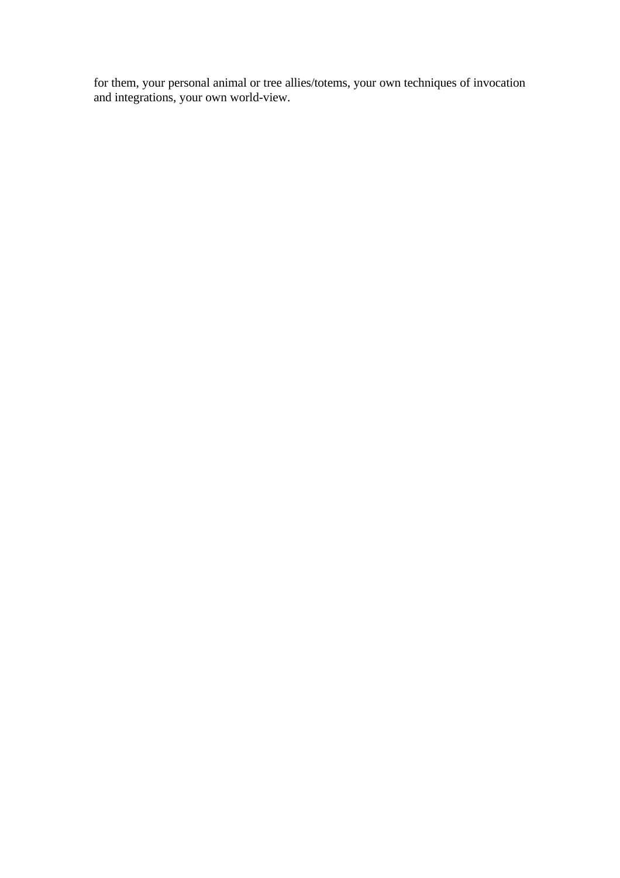for them, your personal animal or tree allies/totems, your own techniques of invocation and integrations, your own world-view.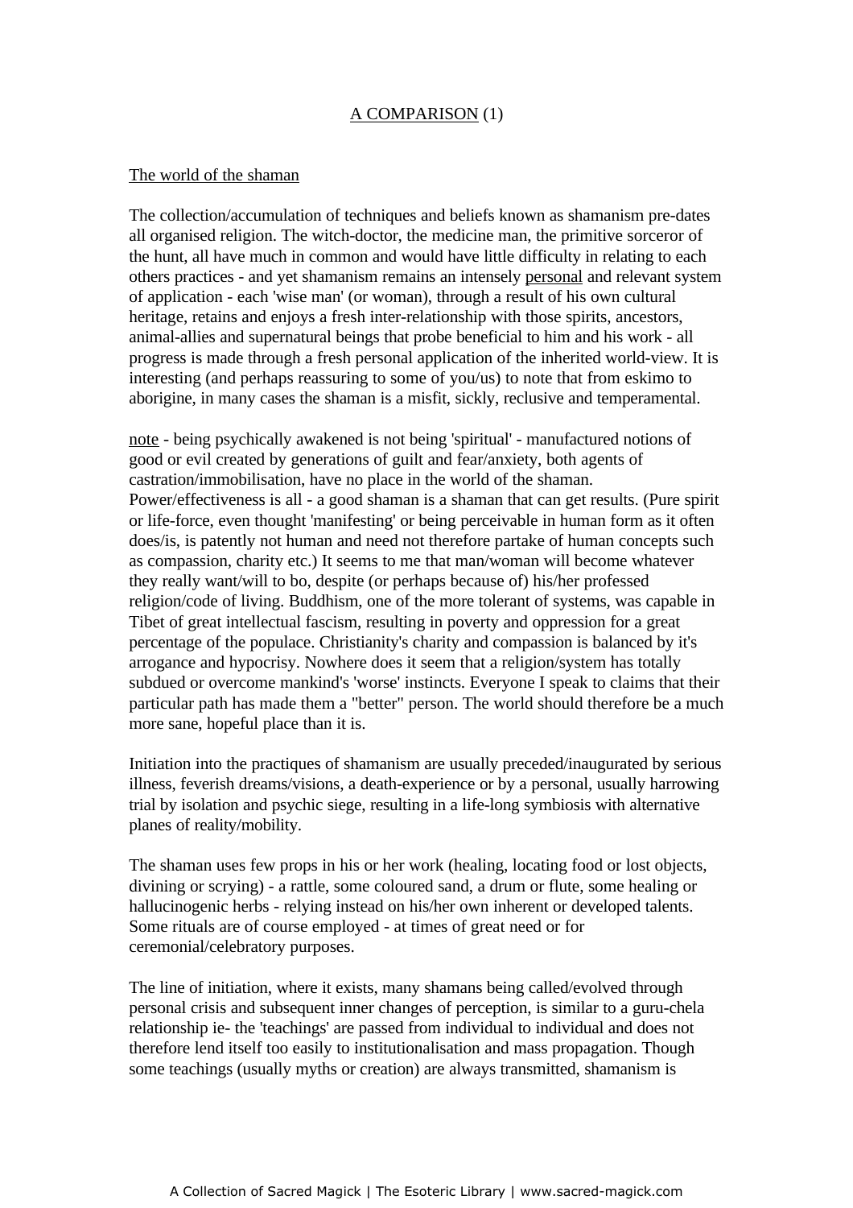## A COMPARISON (1)

### The world of the shaman

The collection/accumulation of techniques and beliefs known as shamanism pre-dates all organised religion. The witch-doctor, the medicine man, the primitive sorceror of the hunt, all have much in common and would have little difficulty in relating to each others practices - and yet shamanism remains an intensely personal and relevant system of application - each 'wise man' (or woman), through a result of his own cultural heritage, retains and enjoys a fresh inter-relationship with those spirits, ancestors, animal-allies and supernatural beings that probe beneficial to him and his work - all progress is made through a fresh personal application of the inherited world-view. It is interesting (and perhaps reassuring to some of you/us) to note that from eskimo to aborigine, in many cases the shaman is a misfit, sickly, reclusive and temperamental.

note - being psychically awakened is not being 'spiritual' - manufactured notions of good or evil created by generations of guilt and fear/anxiety, both agents of castration/immobilisation, have no place in the world of the shaman. Power/effectiveness is all - a good shaman is a shaman that can get results. (Pure spirit or life-force, even thought 'manifesting' or being perceivable in human form as it often does/is, is patently not human and need not therefore partake of human concepts such as compassion, charity etc.) It seems to me that man/woman will become whatever they really want/will to bo, despite (or perhaps because of) his/her professed religion/code of living. Buddhism, one of the more tolerant of systems, was capable in Tibet of great intellectual fascism, resulting in poverty and oppression for a great percentage of the populace. Christianity's charity and compassion is balanced by it's arrogance and hypocrisy. Nowhere does it seem that a religion/system has totally subdued or overcome mankind's 'worse' instincts. Everyone I speak to claims that their particular path has made them a "better" person. The world should therefore be a much more sane, hopeful place than it is.

Initiation into the practiques of shamanism are usually preceded/inaugurated by serious illness, feverish dreams/visions, a death-experience or by a personal, usually harrowing trial by isolation and psychic siege, resulting in a life-long symbiosis with alternative planes of reality/mobility.

The shaman uses few props in his or her work (healing, locating food or lost objects, divining or scrying) - a rattle, some coloured sand, a drum or flute, some healing or hallucinogenic herbs - relying instead on his/her own inherent or developed talents. Some rituals are of course employed - at times of great need or for ceremonial/celebratory purposes.

The line of initiation, where it exists, many shamans being called/evolved through personal crisis and subsequent inner changes of perception, is similar to a guru-chela relationship ie- the 'teachings' are passed from individual to individual and does not therefore lend itself too easily to institutionalisation and mass propagation. Though some teachings (usually myths or creation) are always transmitted, shamanism is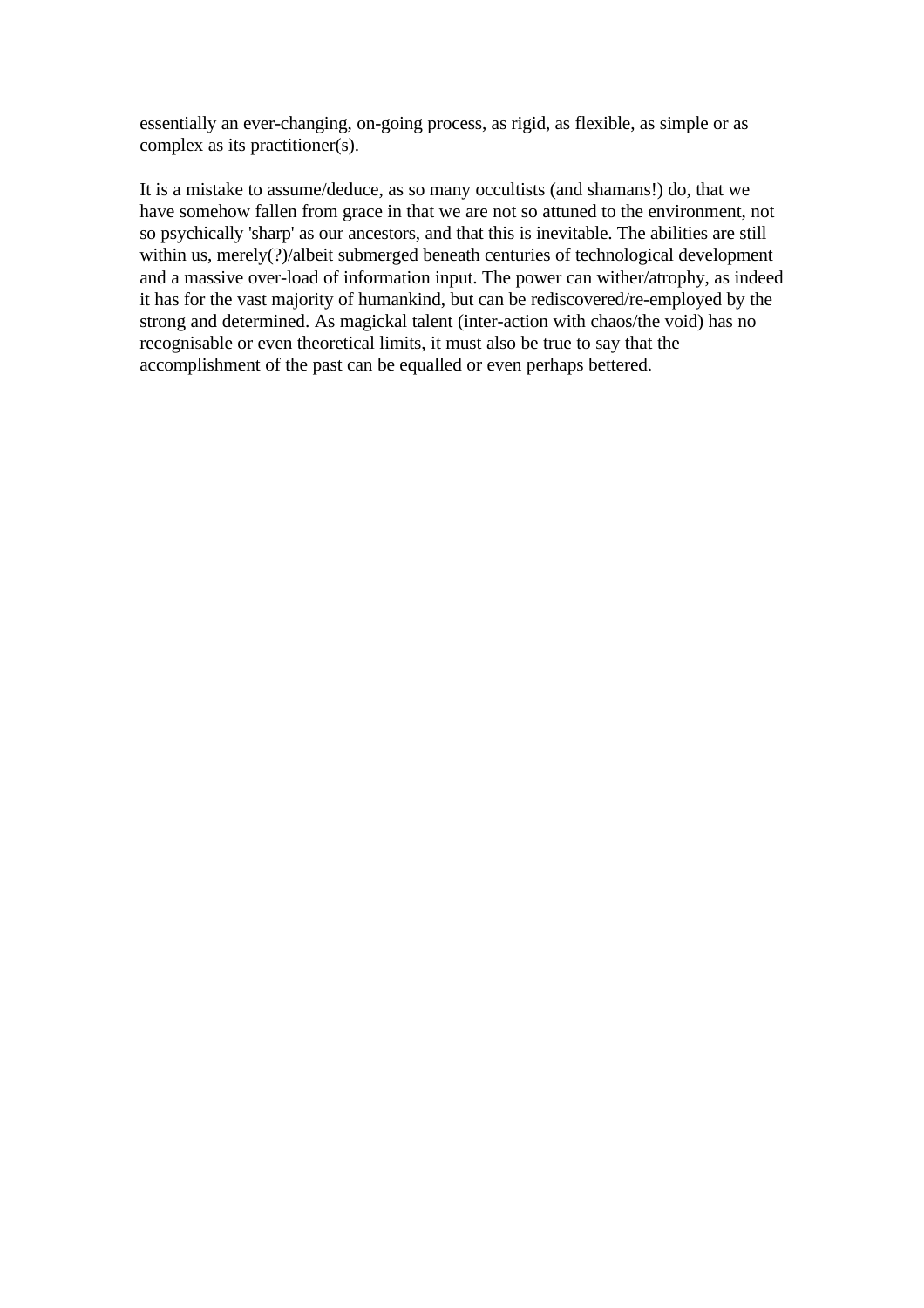essentially an ever-changing, on-going process, as rigid, as flexible, as simple or as complex as its practitioner(s).

It is a mistake to assume/deduce, as so many occultists (and shamans!) do, that we have somehow fallen from grace in that we are not so attuned to the environment, not so psychically 'sharp' as our ancestors, and that this is inevitable. The abilities are still within us, merely(?)/albeit submerged beneath centuries of technological development and a massive over-load of information input. The power can wither/atrophy, as indeed it has for the vast majority of humankind, but can be rediscovered/re-employed by the strong and determined. As magickal talent (inter-action with chaos/the void) has no recognisable or even theoretical limits, it must also be true to say that the accomplishment of the past can be equalled or even perhaps bettered.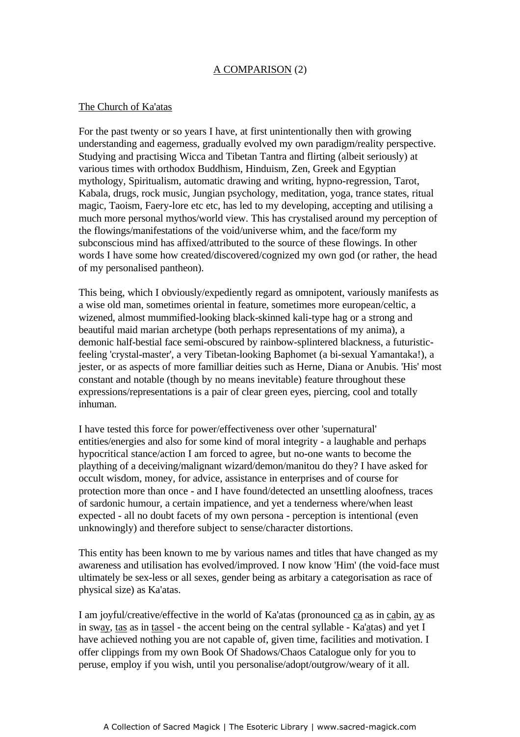<u>A COMPARISON</u> (2)

<u>The Church of Ka'atas</u>

For the past twenty or so years I have, at first unintentionally then with growing understanding and eagerness, gradually evolved my own paradigm/reality perspective. Studying and practising Wicca and Tibetan Tantra and flirting (albeit seriously) at various times with orthodox Buddhism, Hinduism, Zen, Greek and Egyptian mythology, Spiritualism, automatic drawing and writing, hypno-regression, Tarot, Kabala, drugs, rock music, Jungian psychology, meditation, yoga, trance states, ritual magic, Taoism, Faery-lore etc etc, has led to my developing, accepting and utilising a much more personal mythos/world view. This has crystalised around my perception of the flowings/manifestations of the void/universe whim, and the face/form my subconscious mind has affixed/attributed to the source of these flowings. In other words I have some how created/discovered/cognized my own god (or rather, the head of my personalised pantheon).

This being, which I obviously/expediently regard as omnipotent, variously manifests as a wise old man, sometimes oriental in feature, sometimes more european/celtic, a wizened, almost mummified-looking black-skinned kali-type hag or a strong and beautiful maid marian archetype (both perhaps representations of my anima), a demonic half-bestial face semi-obscured by rainbow-splintered blackness, a futuristic-feeling 'crystal-master', a very Tibetan-looking Baphomet (a bi-sexual Yamantaka!), a jester, or as aspects of more familliar deities such as Herne, Diana or Anubis. 'His' most constant and notable (though by no means inevitable) feature throughout these expressions/representations is a pair of clear green eyes, piercing, cool and totally inhuman.

I have tested this force for power/effectiveness over other 'supernatural' entities/energies and also for some kind of moral integrity - a laughable and perhaps hypocritical stance/action I am forced to agree, but no-one wants to become the plaything of a deceiving/malignant wizard/demon/manitou do they? I have asked for occult wisdom, money, for advice, assistance in enterprises and of course for protection more than once - and I have found/detected an unsettling aloofness, traces of sardonic humour, a certain impatience, and yet a tenderness where/when least expected - all no doubt facets of my own persona - perception is intentional (even unknowingly) and therefore subject to sense/character distortions.

This entity has been known to me by various names and titles that have changed as my awareness and utilisation has evolved/improved. I now know 'Him' (the void-face must ultimately be sex-less or all sexes, gender being as arbitary a categorisation as race of physical size) as Ka'atas.

I am joyful/creative/effective in the world of Ka'atas (pronounced <u>ca</u> as in <u>ca</u>bin, <u>ay</u> as in sw<u>ay</u>, <u>tas</u> as in <u>tas</u>sel - the accent being on the central syllable - Ka'<u>a</u>tas) and yet I have achieved nothing you are not capable of, given time, facilities and motivation. I offer clippings from my own Book Of Shadows/Chaos Catalogue only for you to peruse, employ if you wish, until you personalise/adopt/outgrow/weary of it all.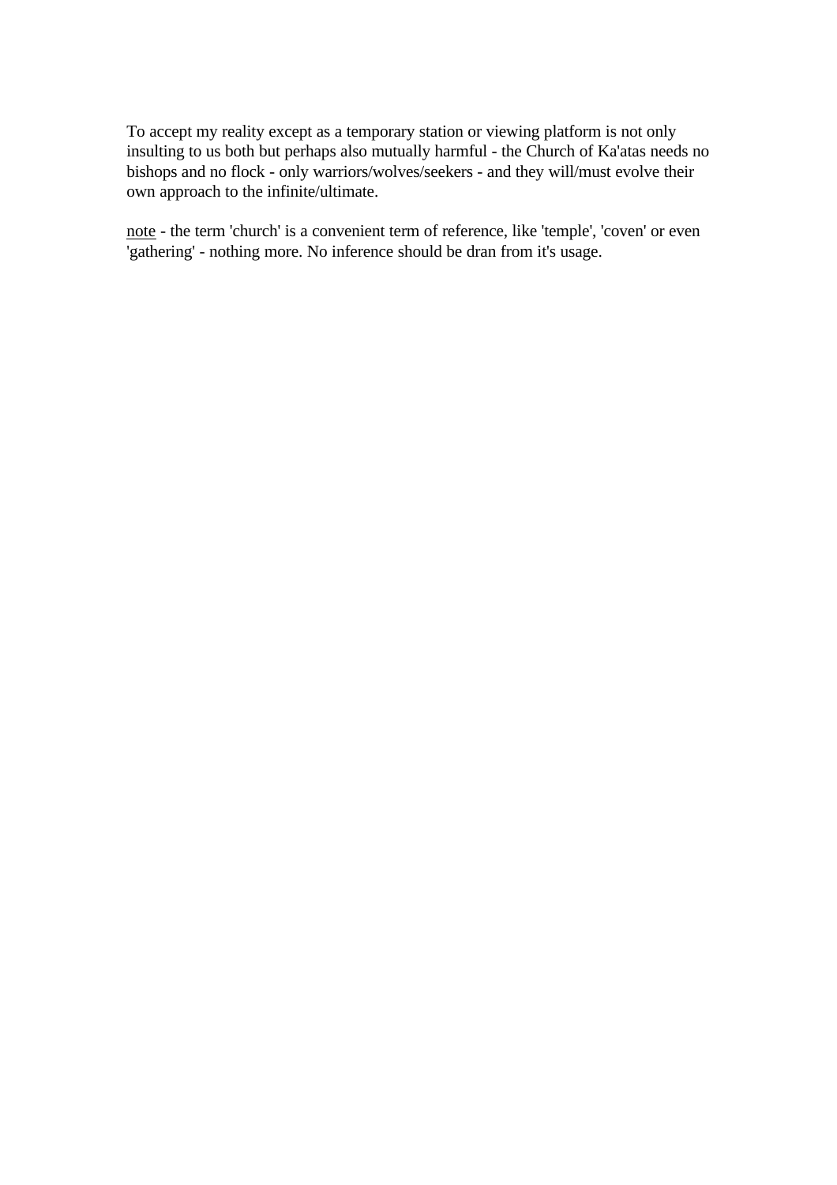To accept my reality except as a temporary station or viewing platform is not only insulting to us both but perhaps also mutually harmful - the Church of Ka'atas needs no bishops and no flock - only warriors/wolves/seekers - and they will/must evolve their own approach to the infinite/ultimate.

<u>note</u> - the term 'church' is a convenient term of reference, like 'temple', 'coven' or even 'gathering' - nothing more. No inference should be dran from it's usage.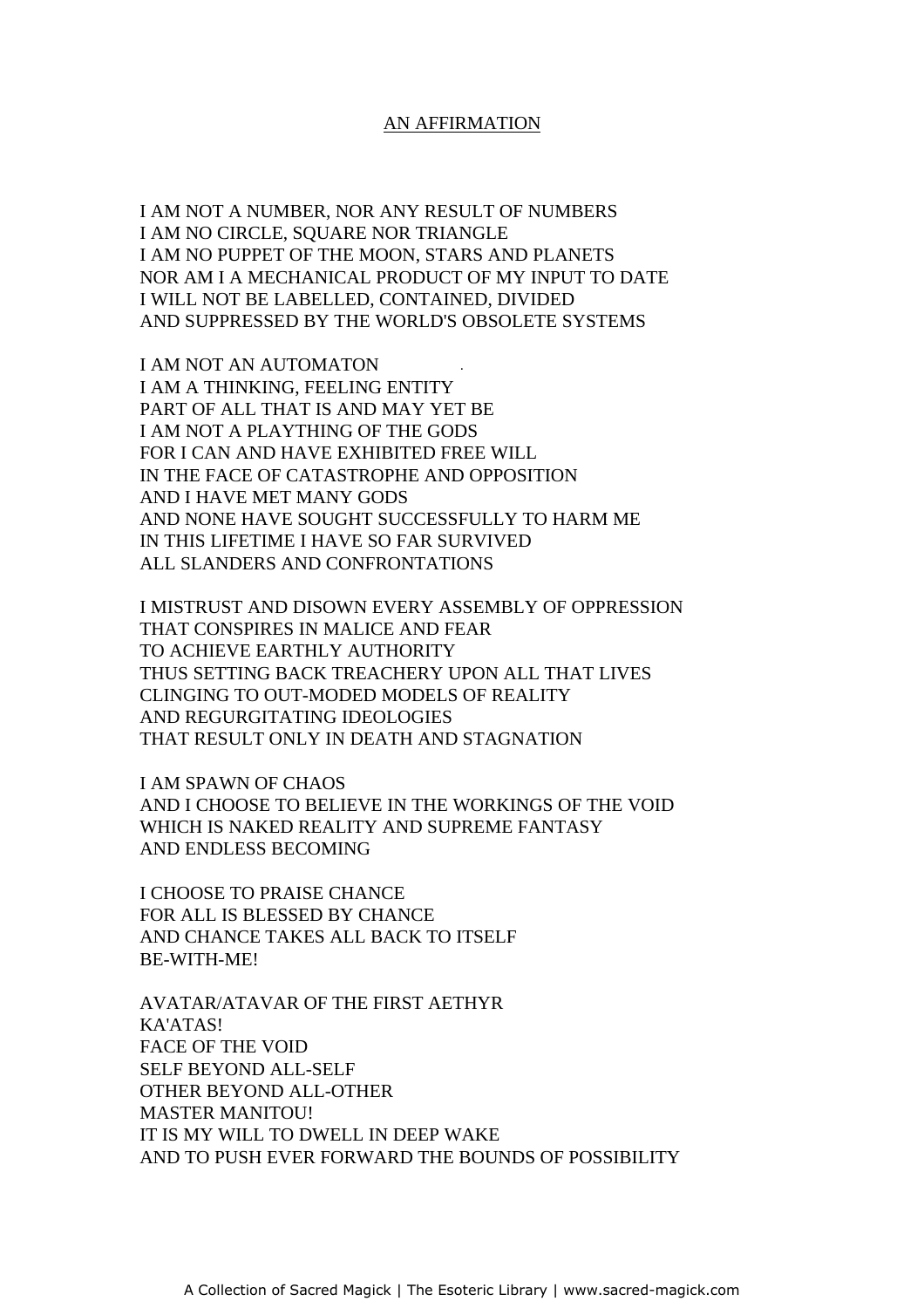## AN AFFIRMATION

I AM NOT A NUMBER, NOR ANY RESULT OF NUMBERS
I AM NO CIRCLE, SQUARE NOR TRIANGLE
I AM NO PUPPET OF THE MOON, STARS AND PLANETS
NOR AM I A MECHANICAL PRODUCT OF MY INPUT TO DATE
I WILL NOT BE LABELLED, CONTAINED, DIVIDED
AND SUPPRESSED BY THE WORLD'S OBSOLETE SYSTEMS

I AM NOT AN AUTOMATON
I AM A THINKING, FEELING ENTITY
PART OF ALL THAT IS AND MAY YET BE
I AM NOT A PLAYTHING OF THE GODS
FOR I CAN AND HAVE EXHIBITED FREE WILL
IN THE FACE OF CATASTROPHE AND OPPOSITION
AND I HAVE MET MANY GODS
AND NONE HAVE SOUGHT SUCCESSFULLY TO HARM ME
IN THIS LIFETIME I HAVE SO FAR SURVIVED
ALL SLANDERS AND CONFRONTATIONS

I MISTRUST AND DISOWN EVERY ASSEMBLY OF OPPRESSION
THAT CONSPIRES IN MALICE AND FEAR
TO ACHIEVE EARTHLY AUTHORITY
THUS SETTING BACK TREACHERY UPON ALL THAT LIVES
CLINGING TO OUT-MODED MODELS OF REALITY
AND REGURGITATING IDEOLOGIES
THAT RESULT ONLY IN DEATH AND STAGNATION

I AM SPAWN OF CHAOS
AND I CHOOSE TO BELIEVE IN THE WORKINGS OF THE VOID
WHICH IS NAKED REALITY AND SUPREME FANTASY
AND ENDLESS BECOMING

I CHOOSE TO PRAISE CHANCE
FOR ALL IS BLESSED BY CHANCE
AND CHANCE TAKES ALL BACK TO ITSELF
BE-WITH-ME!

AVATAR/ATAVAR OF THE FIRST AETHYR
KA'ATAS!
FACE OF THE VOID
SELF BEYOND ALL-SELF
OTHER BEYOND ALL-OTHER
MASTER MANITOU!
IT IS MY WILL TO DWELL IN DEEP WAKE
AND TO PUSH EVER FORWARD THE BOUNDS OF POSSIBILITY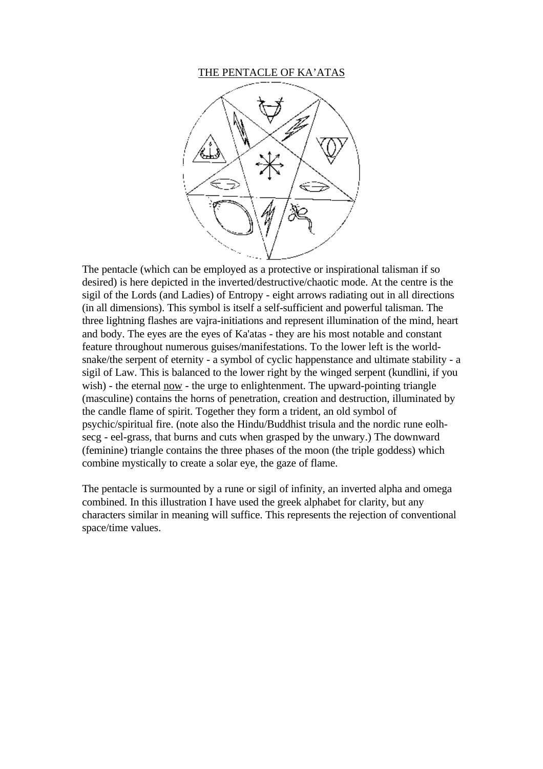<u>THE PENTACLE OF KA'ATAS</u>

The pentacle (which can be employed as a protective or inspirational talisman if so desired) is here depicted in the inverted/destructive/chaotic mode. At the centre is the sigil of the Lords (and Ladies) of Entropy - eight arrows radiating out in all directions (in all dimensions). This symbol is itself a self-sufficient and powerful talisman. The three lightning flashes are vajra-initiations and represent illumination of the mind, heart and body. The eyes are the eyes of Ka'atas - they are his most notable and constant feature throughout numerous guises/manifestations. To the lower left is the world-snake/the serpent of eternity - a symbol of cyclic happenstance and ultimate stability - a sigil of Law. This is balanced to the lower right by the winged serpent (kundlini, if you wish) - the eternal <u>now</u> - the urge to enlightenment. The upward-pointing triangle (masculine) contains the horns of penetration, creation and destruction, illuminated by the candle flame of spirit. Together they form a trident, an old symbol of psychic/spiritual fire. (note also the Hindu/Buddhist trisula and the nordic rune eolh-secg - eel-grass, that burns and cuts when grasped by the unwary.) The downward (feminine) triangle contains the three phases of the moon (the triple goddess) which combine mystically to create a solar eye, the gaze of flame.

The pentacle is surmounted by a rune or sigil of infinity, an inverted alpha and omega combined. In this illustration I have used the greek alphabet for clarity, but any characters similar in meaning will suffice. This represents the rejection of conventional space/time values.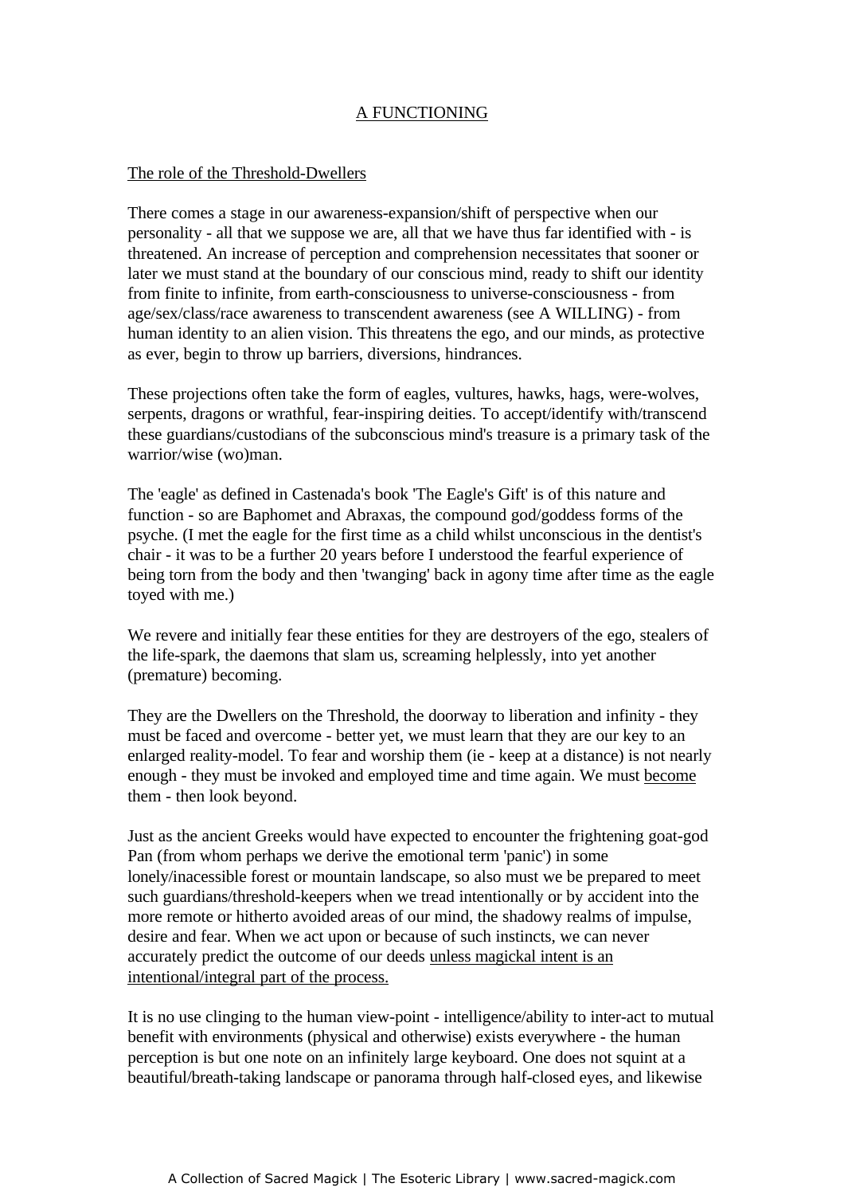## A FUNCTIONING

### The role of the Threshold-Dwellers

There comes a stage in our awareness-expansion/shift of perspective when our personality - all that we suppose we are, all that we have thus far identified with - is threatened. An increase of perception and comprehension necessitates that sooner or later we must stand at the boundary of our conscious mind, ready to shift our identity from finite to infinite, from earth-consciousness to universe-consciousness - from age/sex/class/race awareness to transcendent awareness (see A WILLING) - from human identity to an alien vision. This threatens the ego, and our minds, as protective as ever, begin to throw up barriers, diversions, hindrances.

These projections often take the form of eagles, vultures, hawks, hags, were-wolves, serpents, dragons or wrathful, fear-inspiring deities. To accept/identify with/transcend these guardians/custodians of the subconscious mind's treasure is a primary task of the warrior/wise (wo)man.

The 'eagle' as defined in Castenada's book 'The Eagle's Gift' is of this nature and function - so are Baphomet and Abraxas, the compound god/goddess forms of the psyche. (I met the eagle for the first time as a child whilst unconscious in the dentist's chair - it was to be a further 20 years before I understood the fearful experience of being torn from the body and then 'twanging' back in agony time after time as the eagle toyed with me.)

We revere and initially fear these entities for they are destroyers of the ego, stealers of the life-spark, the daemons that slam us, screaming helplessly, into yet another (premature) becoming.

They are the Dwellers on the Threshold, the doorway to liberation and infinity - they must be faced and overcome - better yet, we must learn that they are our key to an enlarged reality-model. To fear and worship them (ie - keep at a distance) is not nearly enough - they must be invoked and employed time and time again. We must <u>become</u> them - then look beyond.

Just as the ancient Greeks would have expected to encounter the frightening goat-god Pan (from whom perhaps we derive the emotional term 'panic') in some lonely/inacessible forest or mountain landscape, so also must we be prepared to meet such guardians/threshold-keepers when we tread intentionally or by accident into the more remote or hitherto avoided areas of our mind, the shadowy realms of impulse, desire and fear. When we act upon or because of such instincts, we can never accurately predict the outcome of our deeds <u>unless magickal intent is an intentional/integral part of the process.</u>

It is no use clinging to the human view-point - intelligence/ability to inter-act to mutual benefit with environments (physical and otherwise) exists everywhere - the human perception is but one note on an infinitely large keyboard. One does not squint at a beautiful/breath-taking landscape or panorama through half-closed eyes, and likewise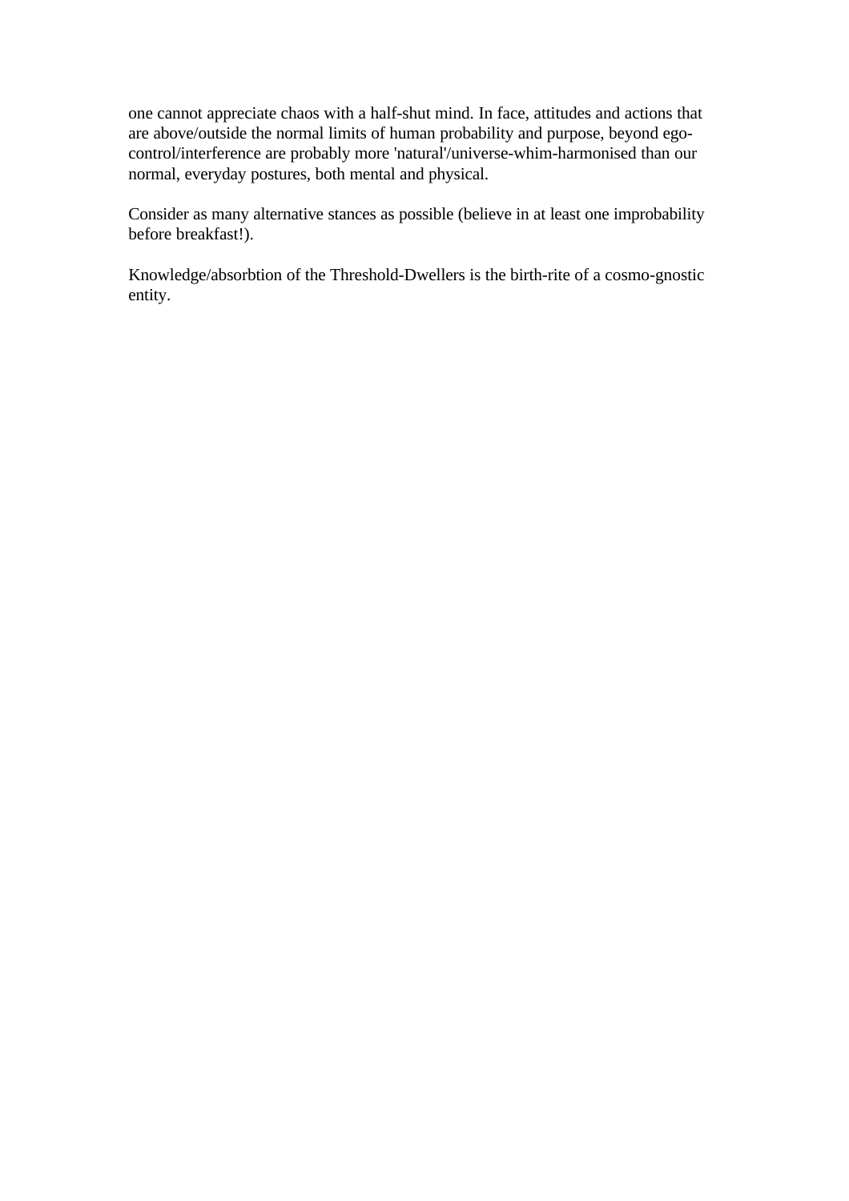one cannot appreciate chaos with a half-shut mind. In face, attitudes and actions that are above/outside the normal limits of human probability and purpose, beyond ego-control/interference are probably more 'natural'/universe-whim-harmonised than our normal, everyday postures, both mental and physical.

Consider as many alternative stances as possible (believe in at least one improbability before breakfast!).

Knowledge/absorbtion of the Threshold-Dwellers is the birth-rite of a cosmo-gnostic entity.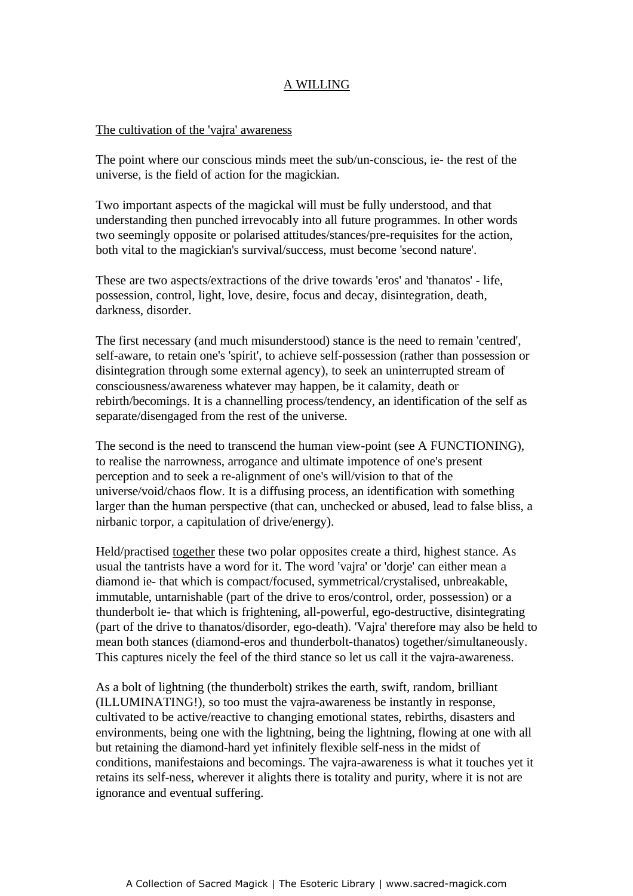## A WILLING

### The cultivation of the 'vajra' awareness

The point where our conscious minds meet the sub/un-conscious, ie- the rest of the universe, is the field of action for the magickian.

Two important aspects of the magickal will must be fully understood, and that understanding then punched irrevocably into all future programmes. In other words two seemingly opposite or polarised attitudes/stances/pre-requisites for the action, both vital to the magickian's survival/success, must become 'second nature'.

These are two aspects/extractions of the drive towards 'eros' and 'thanatos' - life, possession, control, light, love, desire, focus and decay, disintegration, death, darkness, disorder.

The first necessary (and much misunderstood) stance is the need to remain 'centred', self-aware, to retain one's 'spirit', to achieve self-possession (rather than possession or disintegration through some external agency), to seek an uninterrupted stream of consciousness/awareness whatever may happen, be it calamity, death or rebirth/becomings. It is a channelling process/tendency, an identification of the self as separate/disengaged from the rest of the universe.

The second is the need to transcend the human view-point (see A FUNCTIONING), to realise the narrowness, arrogance and ultimate impotence of one's present perception and to seek a re-alignment of one's will/vision to that of the universe/void/chaos flow. It is a diffusing process, an identification with something larger than the human perspective (that can, unchecked or abused, lead to false bliss, a nirbanic torpor, a capitulation of drive/energy).

Held/practised together these two polar opposites create a third, highest stance. As usual the tantrists have a word for it. The word 'vajra' or 'dorje' can either mean a diamond ie- that which is compact/focused, symmetrical/crystalised, unbreakable, immutable, untarnishable (part of the drive to eros/control, order, possession) or a thunderbolt ie- that which is frightening, all-powerful, ego-destructive, disintegrating (part of the drive to thanatos/disorder, ego-death). 'Vajra' therefore may also be held to mean both stances (diamond-eros and thunderbolt-thanatos) together/simultaneously. This captures nicely the feel of the third stance so let us call it the vajra-awareness.

As a bolt of lightning (the thunderbolt) strikes the earth, swift, random, brilliant (ILLUMINATING!), so too must the vajra-awareness be instantly in response, cultivated to be active/reactive to changing emotional states, rebirths, disasters and environments, being one with the lightning, being the lightning, flowing at one with all but retaining the diamond-hard yet infinitely flexible self-ness in the midst of conditions, manifestaions and becomings. The vajra-awareness is what it touches yet it retains its self-ness, wherever it alights there is totality and purity, where it is not are ignorance and eventual suffering.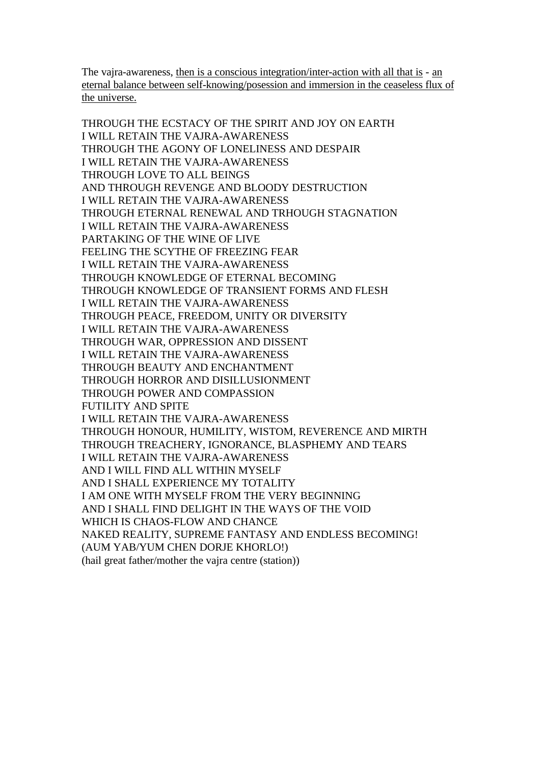The vajra-awareness, <u>then is a conscious integration/inter-action with all that is</u> - <u>an eternal balance between self-knowing/posession and immersion in the ceaseless flux of the universe.</u>

THROUGH THE ECSTACY OF THE SPIRIT AND JOY ON EARTH  
I WILL RETAIN THE VAJRA-AWARENESS  
THROUGH THE AGONY OF LONELINESS AND DESPAIR  
I WILL RETAIN THE VAJRA-AWARENESS  
THROUGH LOVE TO ALL BEINGS  
AND THROUGH REVENGE AND BLOODY DESTRUCTION  
I WILL RETAIN THE VAJRA-AWARENESS  
THROUGH ETERNAL RENEWAL AND TRHOUGH STAGNATION  
I WILL RETAIN THE VAJRA-AWARENESS  
PARTAKING OF THE WINE OF LIVE  
FEELING THE SCYTHE OF FREEZING FEAR  
I WILL RETAIN THE VAJRA-AWARENESS  
THROUGH KNOWLEDGE OF ETERNAL BECOMING  
THROUGH KNOWLEDGE OF TRANSIENT FORMS AND FLESH  
I WILL RETAIN THE VAJRA-AWARENESS  
THROUGH PEACE, FREEDOM, UNITY OR DIVERSITY  
I WILL RETAIN THE VAJRA-AWARENESS  
THROUGH WAR, OPPRESSION AND DISSENT  
I WILL RETAIN THE VAJRA-AWARENESS  
THROUGH BEAUTY AND ENCHANTMENT  
THROUGH HORROR AND DISILLUSIONMENT  
THROUGH POWER AND COMPASSION  
FUTILITY AND SPITE  
I WILL RETAIN THE VAJRA-AWARENESS  
THROUGH HONOUR, HUMILITY, WISTOM, REVERENCE AND MIRTH  
THROUGH TREACHERY, IGNORANCE, BLASPHEMY AND TEARS  
I WILL RETAIN THE VAJRA-AWARENESS  
AND I WILL FIND ALL WITHIN MYSELF  
AND I SHALL EXPERIENCE MY TOTALITY  
I AM ONE WITH MYSELF FROM THE VERY BEGINNING  
AND I SHALL FIND DELIGHT IN THE WAYS OF THE VOID  
WHICH IS CHAOS-FLOW AND CHANCE  
NAKED REALITY, SUPREME FANTASY AND ENDLESS BECOMING!  
(AUM YAB/YUM CHEN DORJE KHORLO!)  
(hail great father/mother the vajra centre (station))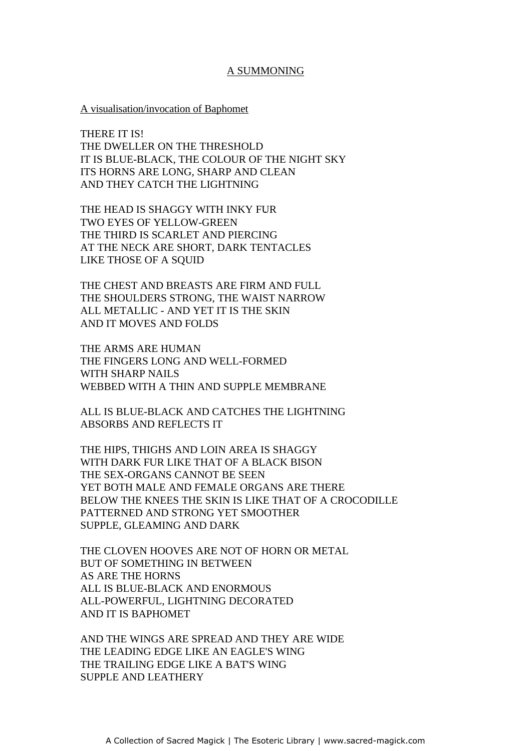## A SUMMONING

A visualisation/invocation of Baphomet

THERE IT IS!
THE DWELLER ON THE THRESHOLD
IT IS BLUE-BLACK, THE COLOUR OF THE NIGHT SKY
ITS HORNS ARE LONG, SHARP AND CLEAN
AND THEY CATCH THE LIGHTNING

THE HEAD IS SHAGGY WITH INKY FUR
TWO EYES OF YELLOW-GREEN
THE THIRD IS SCARLET AND PIERCING
AT THE NECK ARE SHORT, DARK TENTACLES
LIKE THOSE OF A SQUID

THE CHEST AND BREASTS ARE FIRM AND FULL
THE SHOULDERS STRONG, THE WAIST NARROW
ALL METALLIC - AND YET IT IS THE SKIN
AND IT MOVES AND FOLDS

THE ARMS ARE HUMAN
THE FINGERS LONG AND WELL-FORMED
WITH SHARP NAILS
WEBBED WITH A THIN AND SUPPLE MEMBRANE

ALL IS BLUE-BLACK AND CATCHES THE LIGHTNING
ABSORBS AND REFLECTS IT

THE HIPS, THIGHS AND LOIN AREA IS SHAGGY
WITH DARK FUR LIKE THAT OF A BLACK BISON
THE SEX-ORGANS CANNOT BE SEEN
YET BOTH MALE AND FEMALE ORGANS ARE THERE
BELOW THE KNEES THE SKIN IS LIKE THAT OF A CROCODILLE
PATTERNED AND STRONG YET SMOOTHER
SUPPLE, GLEAMING AND DARK

THE CLOVEN HOOVES ARE NOT OF HORN OR METAL
BUT OF SOMETHING IN BETWEEN
AS ARE THE HORNS
ALL IS BLUE-BLACK AND ENORMOUS
ALL-POWERFUL, LIGHTNING DECORATED
AND IT IS BAPHOMET

AND THE WINGS ARE SPREAD AND THEY ARE WIDE
THE LEADING EDGE LIKE AN EAGLE'S WING
THE TRAILING EDGE LIKE A BAT'S WING
SUPPLE AND LEATHERY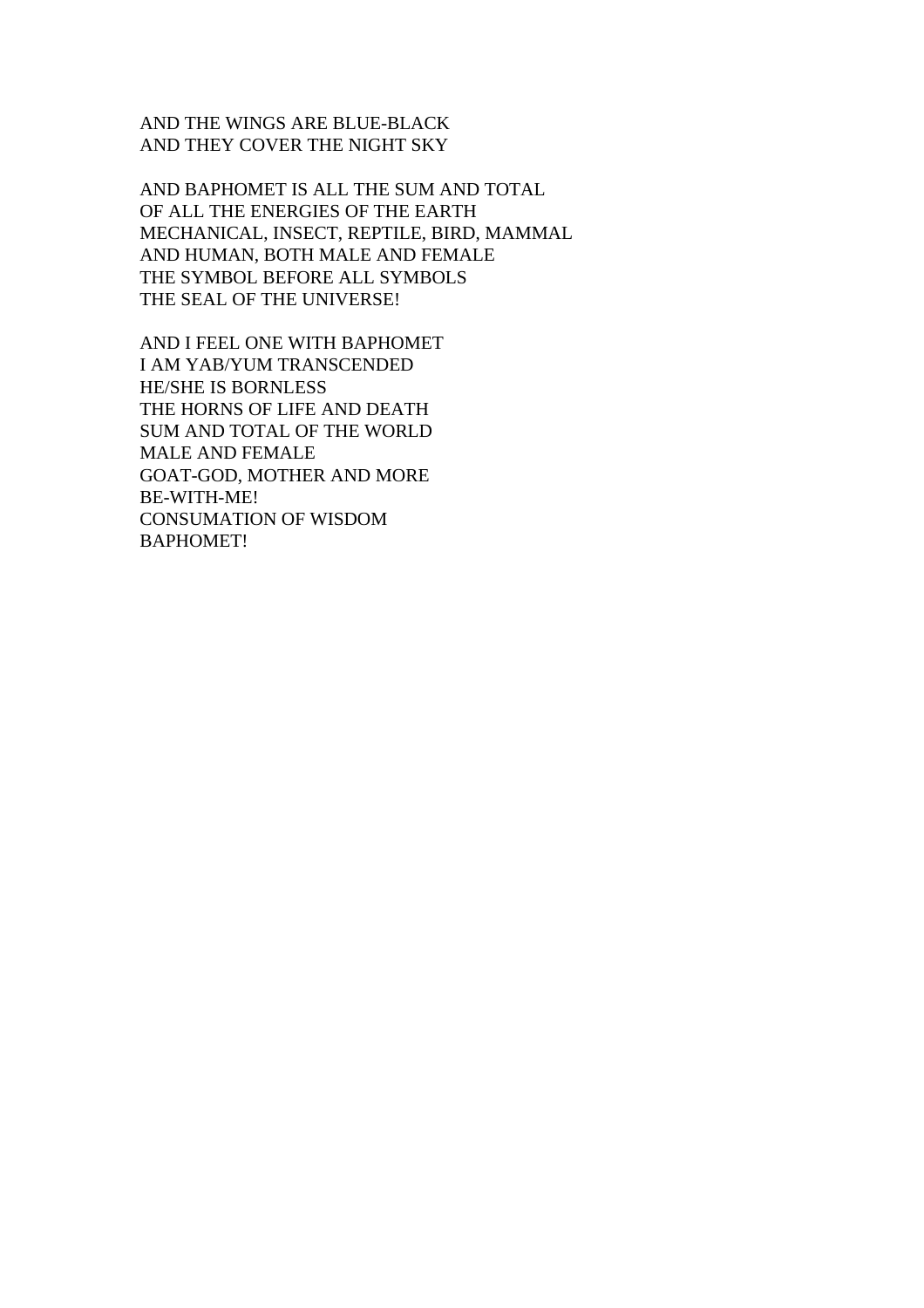AND THE WINGS ARE BLUE-BLACK
AND THEY COVER THE NIGHT SKY

AND BAPHOMET IS ALL THE SUM AND TOTAL
OF ALL THE ENERGIES OF THE EARTH
MECHANICAL, INSECT, REPTILE, BIRD, MAMMAL
AND HUMAN, BOTH MALE AND FEMALE
THE SYMBOL BEFORE ALL SYMBOLS
THE SEAL OF THE UNIVERSE!

AND I FEEL ONE WITH BAPHOMET
I AM YAB/YUM TRANSCENDED
HE/SHE IS BORNLESS
THE HORNS OF LIFE AND DEATH
SUM AND TOTAL OF THE WORLD
MALE AND FEMALE
GOAT-GOD, MOTHER AND MORE
BE-WITH-ME!
CONSUMATION OF WISDOM
BAPHOMET!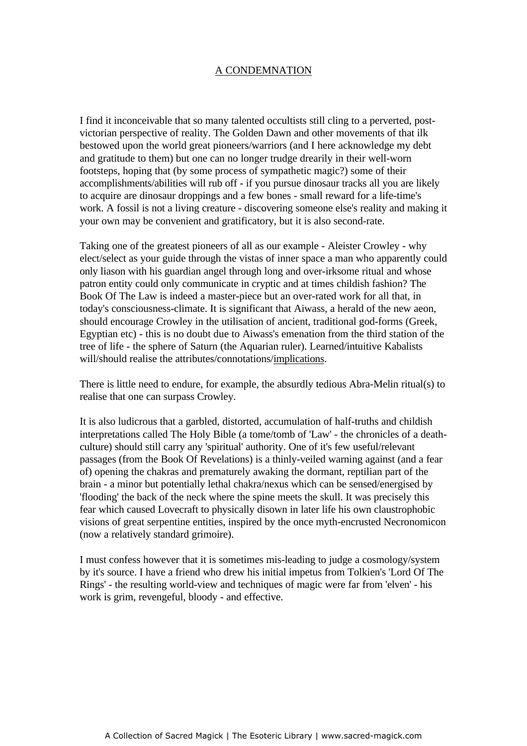## A CONDEMNATION

I find it inconceivable that so many talented occultists still cling to a perverted, post-victorian perspective of reality. The Golden Dawn and other movements of that ilk bestowed upon the world great pioneers/warriors (and I here acknowledge my debt and gratitude to them) but one can no longer trudge drearily in their well-worn footsteps, hoping that (by some process of sympathetic magic?) some of their accomplishments/abilities will rub off - if you pursue dinosaur tracks all you are likely to acquire are dinosaur droppings and a few bones - small reward for a life-time's work. A fossil is not a living creature - discovering someone else's reality and making it your own may be convenient and gratificatory, but it is also second-rate.

Taking one of the greatest pioneers of all as our example - Aleister Crowley - why elect/select as your guide through the vistas of inner space a man who apparently could only liason with his guardian angel through long and over-irksome ritual and whose patron entity could only communicate in cryptic and at times childish fashion? The Book Of The Law is indeed a master-piece but an over-rated work for all that, in today's consciousness-climate. It is significant that Aiwass, a herald of the new aeon, should encourage Crowley in the utilisation of ancient, traditional god-forms (Greek, Egyptian etc) - this is no doubt due to Aiwass's emenation from the third station of the tree of life - the sphere of Saturn (the Aquarian ruler). Learned/intuitive Kabalists will/should realise the attributes/connotations/implications.

There is little need to endure, for example, the absurdly tedious Abra-Melin ritual(s) to realise that one can surpass Crowley.

It is also ludicrous that a garbled, distorted, accumulation of half-truths and childish interpretations called The Holy Bible (a tome/tomb of 'Law' - the chronicles of a death-culture) should still carry any 'spiritual' authority. One of it's few useful/relevant passages (from the Book Of Revelations) is a thinly-veiled warning against (and a fear of) opening the chakras and prematurely awaking the dormant, reptilian part of the brain - a minor but potentially lethal chakra/nexus which can be sensed/energised by 'flooding' the back of the neck where the spine meets the skull. It was precisely this fear which caused Lovecraft to physically disown in later life his own claustrophobic visions of great serpentine entities, inspired by the once myth-encrusted Necronomicon (now a relatively standard grimoire).

I must confess however that it is sometimes mis-leading to judge a cosmology/system by it's source. I have a friend who drew his initial impetus from Tolkien's 'Lord Of The Rings' - the resulting world-view and techniques of magic were far from 'elven' - his work is grim, revengeful, bloody - and effective.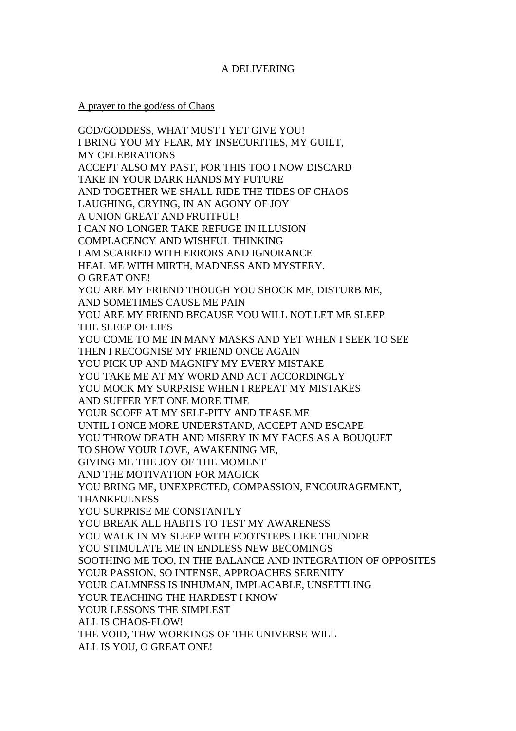<u>A DELIVERING</u>

<u>A prayer to the god/ess of Chaos</u>

GOD/GODDESS, WHAT MUST I YET GIVE YOU!
I BRING YOU MY FEAR, MY INSECURITIES, MY GUILT,
MY CELEBRATIONS
ACCEPT ALSO MY PAST, FOR THIS TOO I NOW DISCARD
TAKE IN YOUR DARK HANDS MY FUTURE
AND TOGETHER WE SHALL RIDE THE TIDES OF CHAOS
LAUGHING, CRYING, IN AN AGONY OF JOY
A UNION GREAT AND FRUITFUL!
I CAN NO LONGER TAKE REFUGE IN ILLUSION
COMPLACENCY AND WISHFUL THINKING
I AM SCARRED WITH ERRORS AND IGNORANCE
HEAL ME WITH MIRTH, MADNESS AND MYSTERY.
O GREAT ONE!
YOU ARE MY FRIEND THOUGH YOU SHOCK ME, DISTURB ME,
AND SOMETIMES CAUSE ME PAIN
YOU ARE MY FRIEND BECAUSE YOU WILL NOT LET ME SLEEP
THE SLEEP OF LIES
YOU COME TO ME IN MANY MASKS AND YET WHEN I SEEK TO SEE
THEN I RECOGNISE MY FRIEND ONCE AGAIN
YOU PICK UP AND MAGNIFY MY EVERY MISTAKE
YOU TAKE ME AT MY WORD AND ACT ACCORDINGLY
YOU MOCK MY SURPRISE WHEN I REPEAT MY MISTAKES
AND SUFFER YET ONE MORE TIME
YOUR SCOFF AT MY SELF-PITY AND TEASE ME
UNTIL I ONCE MORE UNDERSTAND, ACCEPT AND ESCAPE
YOU THROW DEATH AND MISERY IN MY FACES AS A BOUQUET
TO SHOW YOUR LOVE, AWAKENING ME,
GIVING ME THE JOY OF THE MOMENT
AND THE MOTIVATION FOR MAGICK
YOU BRING ME, UNEXPECTED, COMPASSION, ENCOURAGEMENT,
THANKFULNESS
YOU SURPRISE ME CONSTANTLY
YOU BREAK ALL HABITS TO TEST MY AWARENESS
YOU WALK IN MY SLEEP WITH FOOTSTEPS LIKE THUNDER
YOU STIMULATE ME IN ENDLESS NEW BECOMINGS
SOOTHING ME TOO, IN THE BALANCE AND INTEGRATION OF OPPOSITES
YOUR PASSION, SO INTENSE, APPROACHES SERENITY
YOUR CALMNESS IS INHUMAN, IMPLACABLE, UNSETTLING
YOUR TEACHING THE HARDEST I KNOW
YOUR LESSONS THE SIMPLEST
ALL IS CHAOS-FLOW!
THE VOID, THW WORKINGS OF THE UNIVERSE-WILL
ALL IS YOU, O GREAT ONE!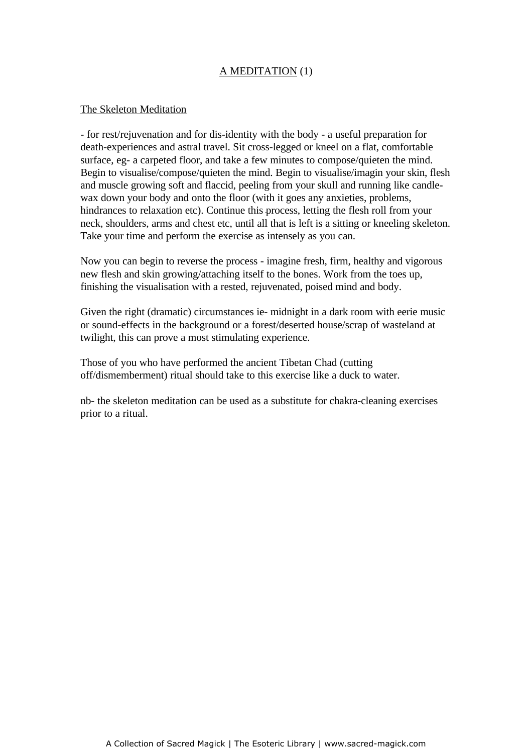<u>A MEDITATION</u> (1)

<u>The Skeleton Meditation</u>

- for rest/rejuvenation and for dis-identity with the body - a useful preparation for death-experiences and astral travel. Sit cross-legged or kneel on a flat, comfortable surface, eg- a carpeted floor, and take a few minutes to compose/quieten the mind. Begin to visualise/compose/quieten the mind. Begin to visualise/imagin your skin, flesh and muscle growing soft and flaccid, peeling from your skull and running like candle-wax down your body and onto the floor (with it goes any anxieties, problems, hindrances to relaxation etc). Continue this process, letting the flesh roll from your neck, shoulders, arms and chest etc, until all that is left is a sitting or kneeling skeleton. Take your time and perform the exercise as intensely as you can.

Now you can begin to reverse the process - imagine fresh, firm, healthy and vigorous new flesh and skin growing/attaching itself to the bones. Work from the toes up, finishing the visualisation with a rested, rejuvenated, poised mind and body.

Given the right (dramatic) circumstances ie- midnight in a dark room with eerie music or sound-effects in the background or a forest/deserted house/scrap of wasteland at twilight, this can prove a most stimulating experience.

Those of you who have performed the ancient Tibetan Chad (cutting off/dismemberment) ritual should take to this exercise like a duck to water.

nb- the skeleton meditation can be used as a substitute for chakra-cleaning exercises prior to a ritual.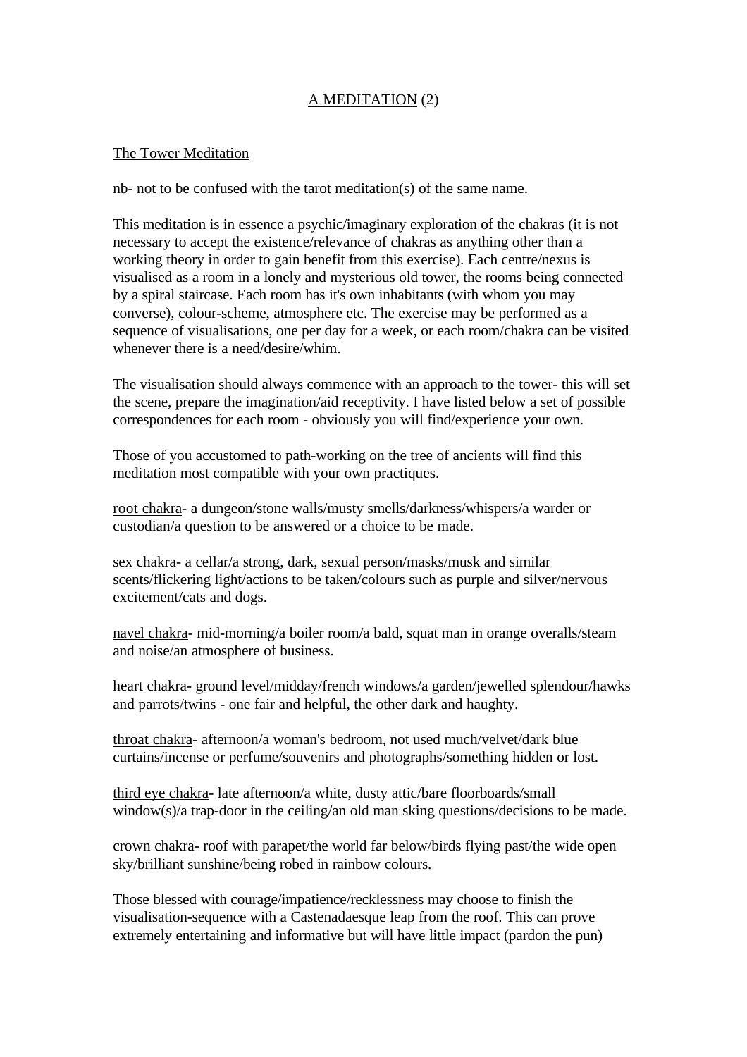A MEDITATION (2)

The Tower Meditation

nb- not to be confused with the tarot meditation(s) of the same name.

This meditation is in essence a psychic/imaginary exploration of the chakras (it is not necessary to accept the existence/relevance of chakras as anything other than a working theory in order to gain benefit from this exercise). Each centre/nexus is visualised as a room in a lonely and mysterious old tower, the rooms being connected by a spiral staircase. Each room has it's own inhabitants (with whom you may converse), colour-scheme, atmosphere etc. The exercise may be performed as a sequence of visualisations, one per day for a week, or each room/chakra can be visited whenever there is a need/desire/whim.

The visualisation should always commence with an approach to the tower- this will set the scene, prepare the imagination/aid receptivity. I have listed below a set of possible correspondences for each room - obviously you will find/experience your own.

Those of you accustomed to path-working on the tree of ancients will find this meditation most compatible with your own practiques.

root chakra- a dungeon/stone walls/musty smells/darkness/whispers/a warder or custodian/a question to be answered or a choice to be made.

sex chakra- a cellar/a strong, dark, sexual person/masks/musk and similar scents/flickering light/actions to be taken/colours such as purple and silver/nervous excitement/cats and dogs.

navel chakra- mid-morning/a boiler room/a bald, squat man in orange overalls/steam and noise/an atmosphere of business.

heart chakra- ground level/midday/french windows/a garden/jewelled splendour/hawks and parrots/twins - one fair and helpful, the other dark and haughty.

throat chakra- afternoon/a woman's bedroom, not used much/velvet/dark blue curtains/incense or perfume/souvenirs and photographs/something hidden or lost.

third eye chakra- late afternoon/a white, dusty attic/bare floorboards/small window(s)/a trap-door in the ceiling/an old man sking questions/decisions to be made.

crown chakra- roof with parapet/the world far below/birds flying past/the wide open sky/brilliant sunshine/being robed in rainbow colours.

Those blessed with courage/impatience/recklessness may choose to finish the visualisation-sequence with a Castenadaesque leap from the roof. This can prove extremely entertaining and informative but will have little impact (pardon the pun)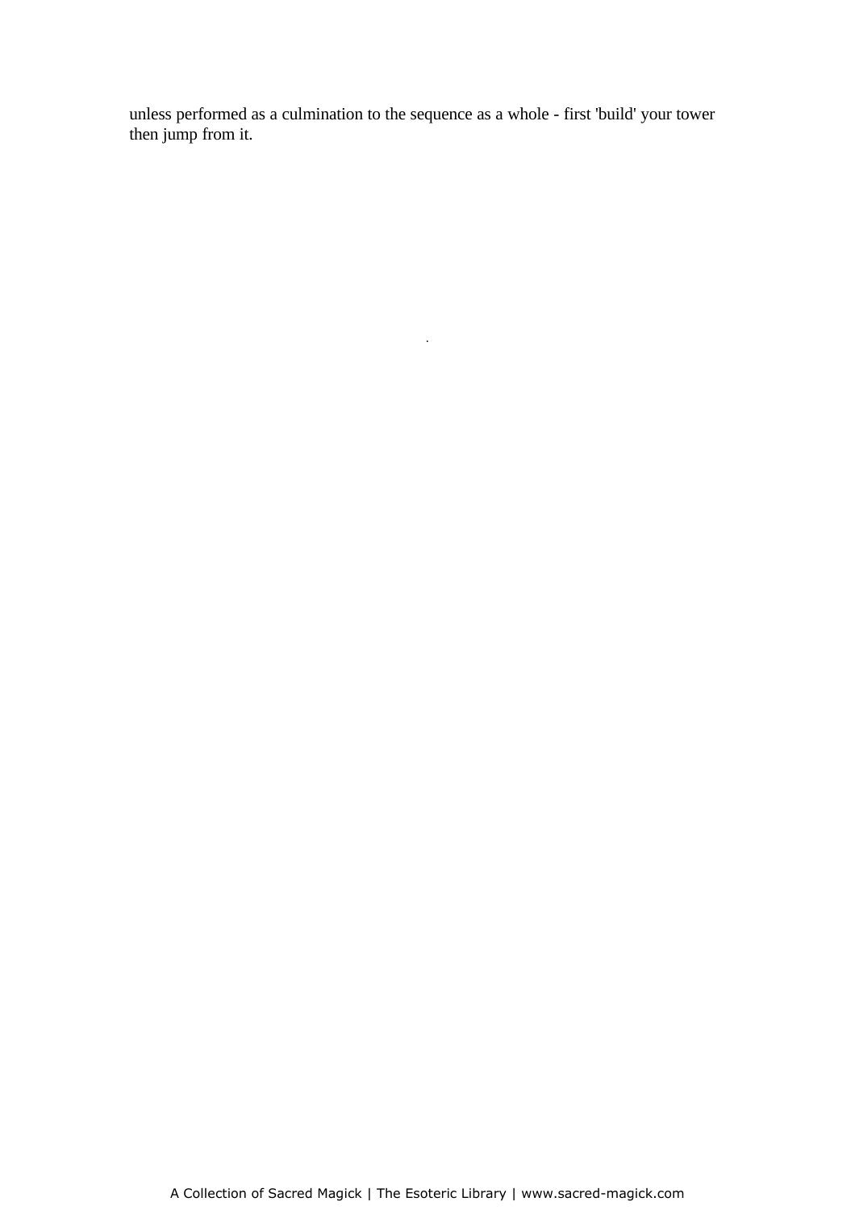unless performed as a culmination to the sequence as a whole - first 'build' your tower then jump from it.